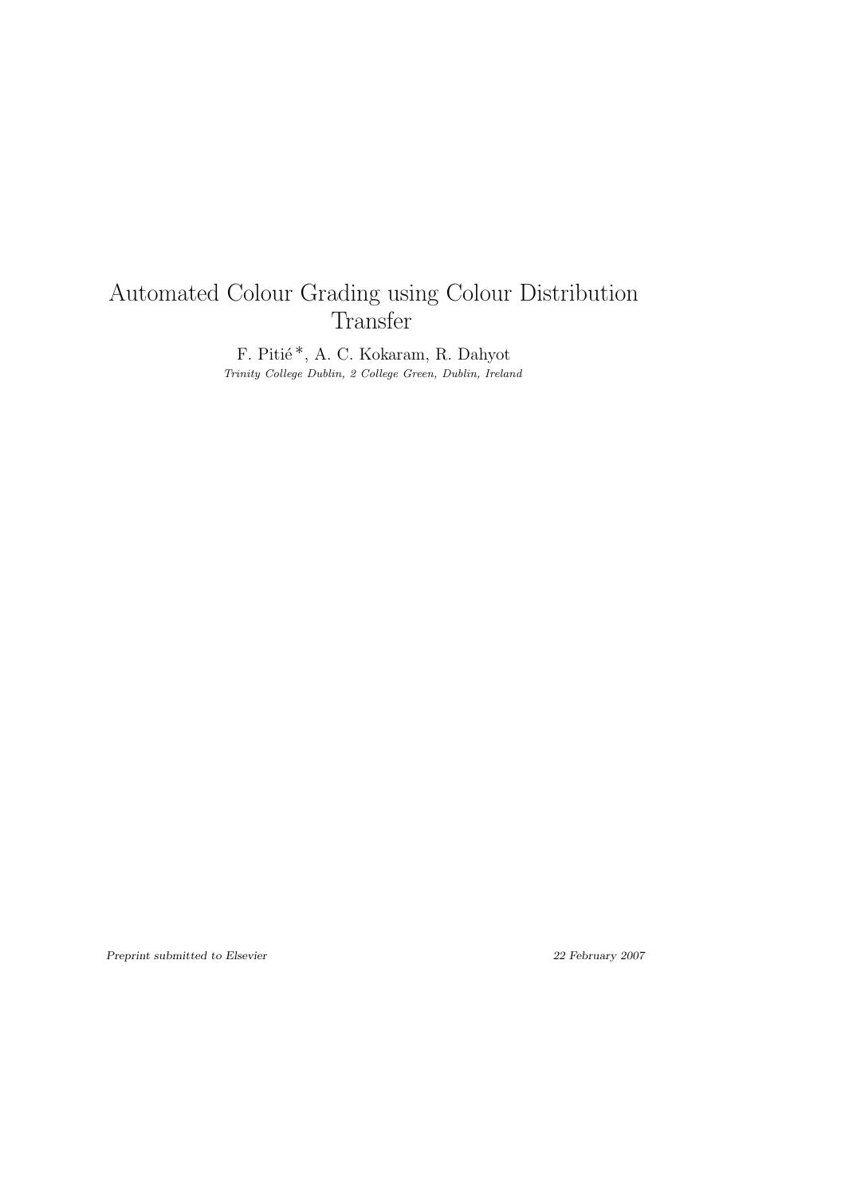# Automated Colour Grading using Colour Distribution Transfer

F. Pitié [*], A. C. Kokaram, R. Dahyot

*Trinity College Dublin, 2 College Green, Dublin, Ireland*

*Preprint submitted to Elsevier* *22 February 2007*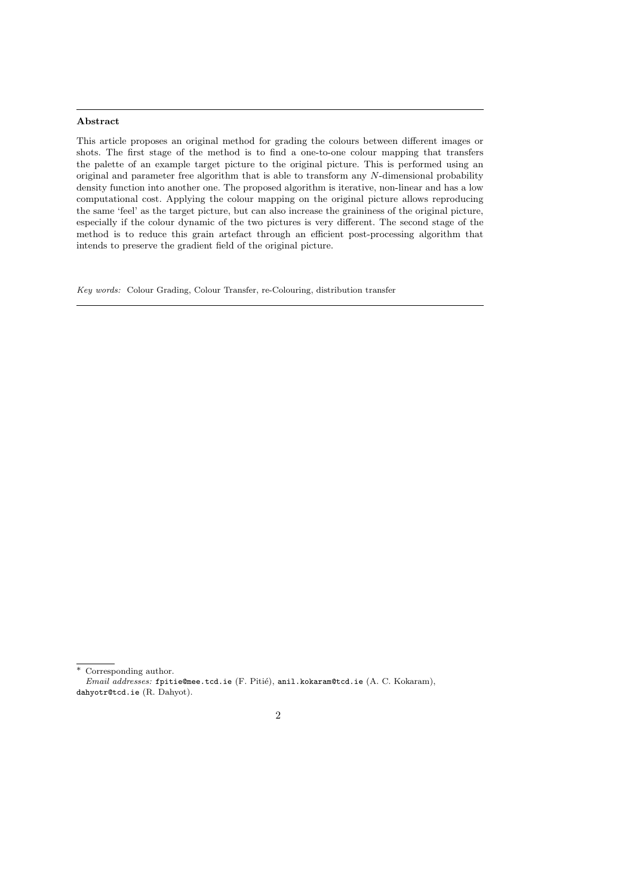## Abstract

This article proposes an original method for grading the colours between different images or shots. The first stage of the method is to find a one-to-one colour mapping that transfers the palette of an example target picture to the original picture. This is performed using an original and parameter free algorithm that is able to transform any $N$-dimensional probability density function into another one. The proposed algorithm is iterative, non-linear and has a low computational cost. Applying the colour mapping on the original picture allows reproducing the same 'feel' as the target picture, but can also increase the graininess of the original picture, especially if the colour dynamic of the two pictures is very different. The second stage of the method is to reduce this grain artefact through an efficient post-processing algorithm that intends to preserve the gradient field of the original picture.

*Key words:* Colour Grading, Colour Transfer, re-Colouring, distribution transfer

---

* Corresponding author.

*Email addresses:* fpitie@mee.tcd.ie (F. Pitié), anil.kokaram@tcd.ie (A. C. Kokaram), dahyotr@tcd.ie (R. Dahyot).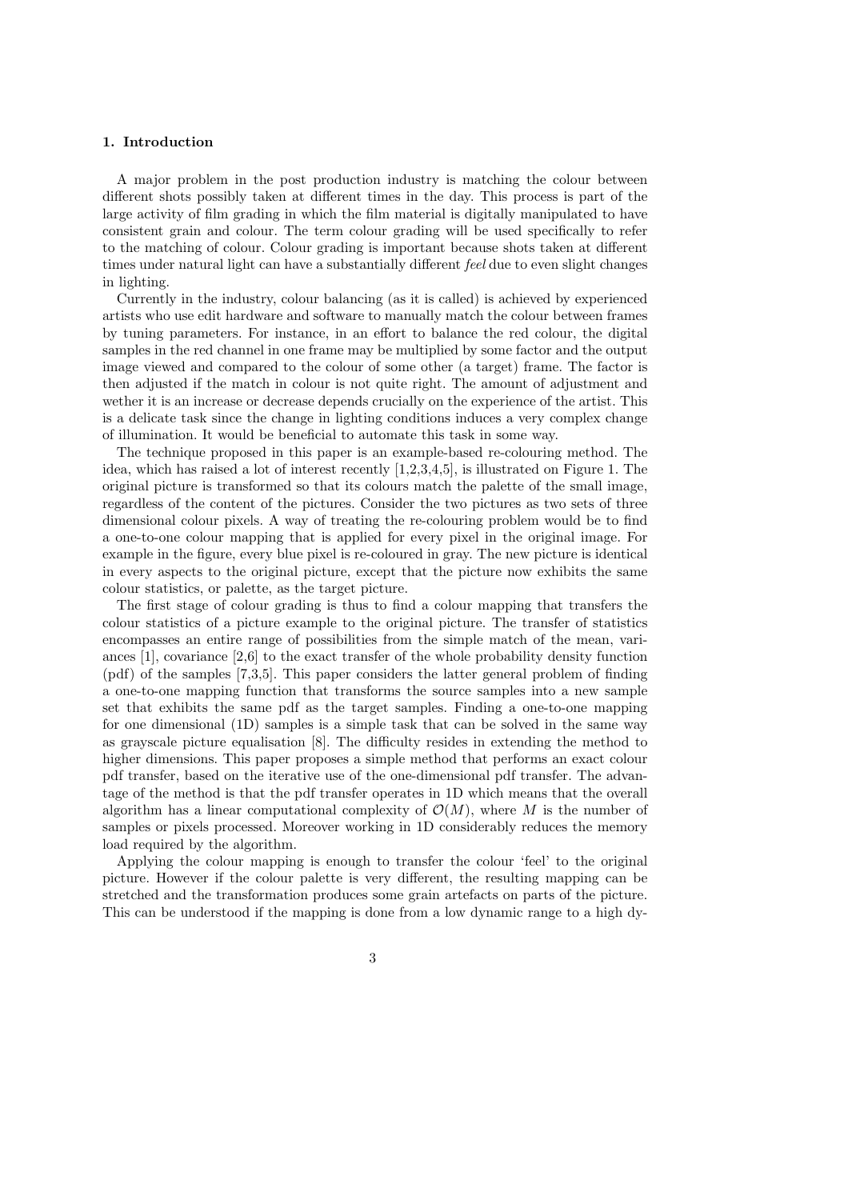## 1. Introduction

A major problem in the post production industry is matching the colour between different shots possibly taken at different times in the day. This process is part of the large activity of film grading in which the film material is digitally manipulated to have consistent grain and colour. The term colour grading will be used specifically to refer to the matching of colour. Colour grading is important because shots taken at different times under natural light can have a substantially different *feel* due to even slight changes in lighting.

Currently in the industry, colour balancing (as it is called) is achieved by experienced artists who use edit hardware and software to manually match the colour between frames by tuning parameters. For instance, in an effort to balance the red colour, the digital samples in the red channel in one frame may be multiplied by some factor and the output image viewed and compared to the colour of some other (a target) frame. The factor is then adjusted if the match in colour is not quite right. The amount of adjustment and wether it is an increase or decrease depends crucially on the experience of the artist. This is a delicate task since the change in lighting conditions induces a very complex change of illumination. It would be beneficial to automate this task in some way.

The technique proposed in this paper is an example-based re-colouring method. The idea, which has raised a lot of interest recently [1,2,3,4,5], is illustrated on Figure 1. The original picture is transformed so that its colours match the palette of the small image, regardless of the content of the pictures. Consider the two pictures as two sets of three dimensional colour pixels. A way of treating the re-colouring problem would be to find a one-to-one colour mapping that is applied for every pixel in the original image. For example in the figure, every blue pixel is re-coloured in gray. The new picture is identical in every aspects to the original picture, except that the picture now exhibits the same colour statistics, or palette, as the target picture.

The first stage of colour grading is thus to find a colour mapping that transfers the colour statistics of a picture example to the original picture. The transfer of statistics encompasses an entire range of possibilities from the simple match of the mean, variances [1], covariance [2,6] to the exact transfer of the whole probability density function (pdf) of the samples [7,3,5]. This paper considers the latter general problem of finding a one-to-one mapping function that transforms the source samples into a new sample set that exhibits the same pdf as the target samples. Finding a one-to-one mapping for one dimensional (1D) samples is a simple task that can be solved in the same way as grayscale picture equalisation [8]. The difficulty resides in extending the method to higher dimensions. This paper proposes a simple method that performs an exact colour pdf transfer, based on the iterative use of the one-dimensional pdf transfer. The advantage of the method is that the pdf transfer operates in 1D which means that the overall algorithm has a linear computational complexity of $\mathcal{O}(M)$, where $M$ is the number of samples or pixels processed. Moreover working in 1D considerably reduces the memory load required by the algorithm.

Applying the colour mapping is enough to transfer the colour 'feel' to the original picture. However if the colour palette is very different, the resulting mapping can be stretched and the transformation produces some grain artefacts on parts of the picture. This can be understood if the mapping is done from a low dynamic range to a high dy-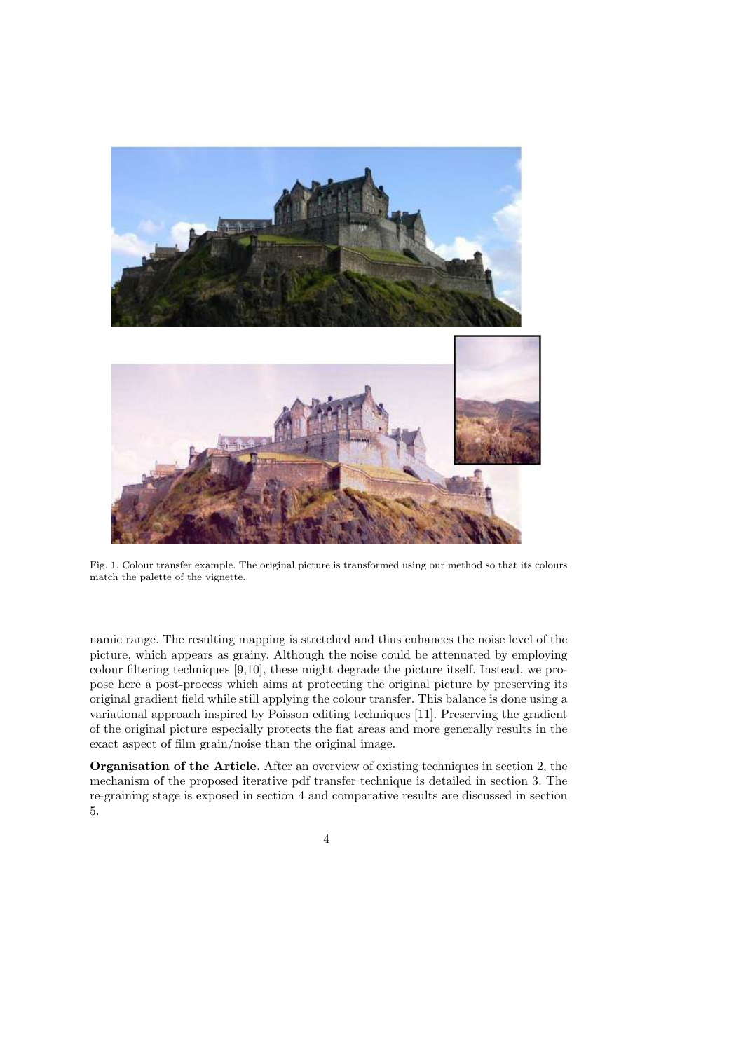Fig. 1. Colour transfer example. The original picture is transformed using our method so that its colours match the palette of the vignette.

namic range. The resulting mapping is stretched and thus enhances the noise level of the picture, which appears as grainy. Although the noise could be attenuated by employing colour filtering techniques [9,10], these might degrade the picture itself. Instead, we propose here a post-process which aims at protecting the original picture by preserving its original gradient field while still applying the colour transfer. This balance is done using a variational approach inspired by Poisson editing techniques [11]. Preserving the gradient of the original picture especially protects the flat areas and more generally results in the exact aspect of film grain/noise than the original image.

**Organisation of the Article.** After an overview of existing techniques in section 2, the mechanism of the proposed iterative pdf transfer technique is detailed in section 3. The re-graining stage is exposed in section 4 and comparative results are discussed in section 5.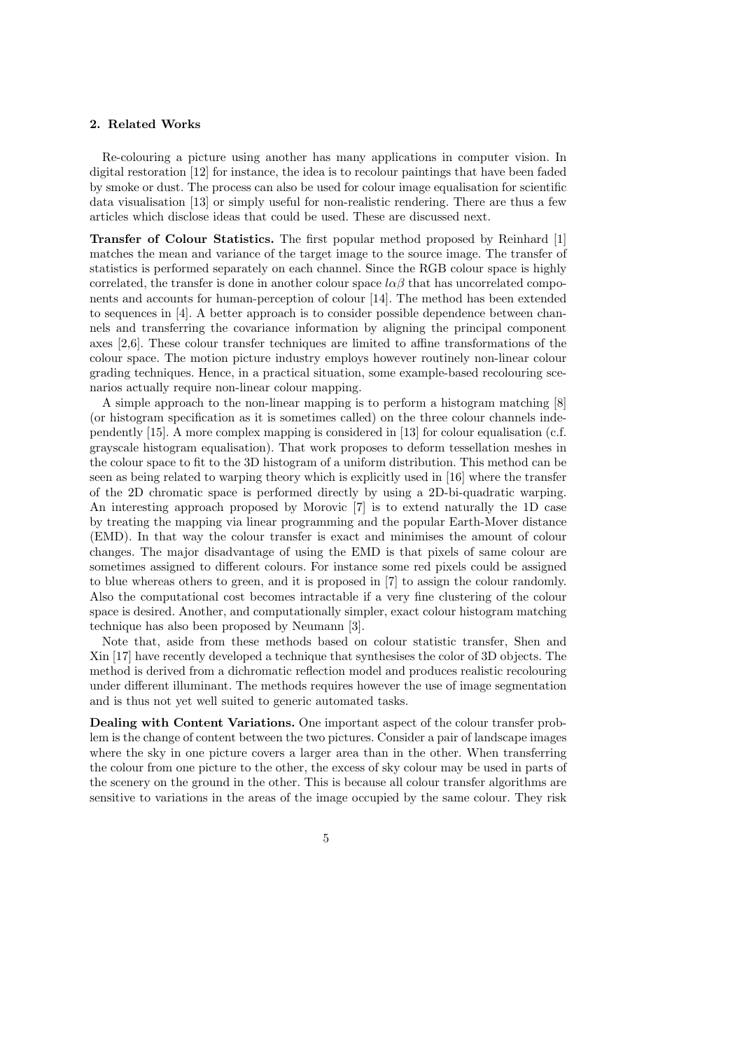## 2. Related Works

Re-colouring a picture using another has many applications in computer vision. In digital restoration [12] for instance, the idea is to recolour paintings that have been faded by smoke or dust. The process can also be used for colour image equalisation for scientific data visualisation [13] or simply useful for non-realistic rendering. There are thus a few articles which disclose ideas that could be used. These are discussed next.

**Transfer of Colour Statistics.** The first popular method proposed by Reinhard [1] matches the mean and variance of the target image to the source image. The transfer of statistics is performed separately on each channel. Since the RGB colour space is highly correlated, the transfer is done in another colour space $l\alpha\beta$ that has uncorrelated components and accounts for human-perception of colour [14]. The method has been extended to sequences in [4]. A better approach is to consider possible dependence between channels and transferring the covariance information by aligning the principal component axes [2,6]. These colour transfer techniques are limited to affine transformations of the colour space. The motion picture industry employs however routinely non-linear colour grading techniques. Hence, in a practical situation, some example-based recolouring scenarios actually require non-linear colour mapping.

A simple approach to the non-linear mapping is to perform a histogram matching [8] (or histogram specification as it is sometimes called) on the three colour channels independently [15]. A more complex mapping is considered in [13] for colour equalisation (c.f. grayscale histogram equalisation). That work proposes to deform tessellation meshes in the colour space to fit to the 3D histogram of a uniform distribution. This method can be seen as being related to warping theory which is explicitly used in [16] where the transfer of the 2D chromatic space is performed directly by using a 2D-bi-quadratic warping. An interesting approach proposed by Morovic [7] is to extend naturally the 1D case by treating the mapping via linear programming and the popular Earth-Mover distance (EMD). In that way the colour transfer is exact and minimises the amount of colour changes. The major disadvantage of using the EMD is that pixels of same colour are sometimes assigned to different colours. For instance some red pixels could be assigned to blue whereas others to green, and it is proposed in [7] to assign the colour randomly. Also the computational cost becomes intractable if a very fine clustering of the colour space is desired. Another, and computationally simpler, exact colour histogram matching technique has also been proposed by Neumann [3].

Note that, aside from these methods based on colour statistic transfer, Shen and Xin [17] have recently developed a technique that synthesises the color of 3D objects. The method is derived from a dichromatic reflection model and produces realistic recolouring under different illuminant. The methods requires however the use of image segmentation and is thus not yet well suited to generic automated tasks.

**Dealing with Content Variations.** One important aspect of the colour transfer problem is the change of content between the two pictures. Consider a pair of landscape images where the sky in one picture covers a larger area than in the other. When transferring the colour from one picture to the other, the excess of sky colour may be used in parts of the scenery on the ground in the other. This is because all colour transfer algorithms are sensitive to variations in the areas of the image occupied by the same colour. They risk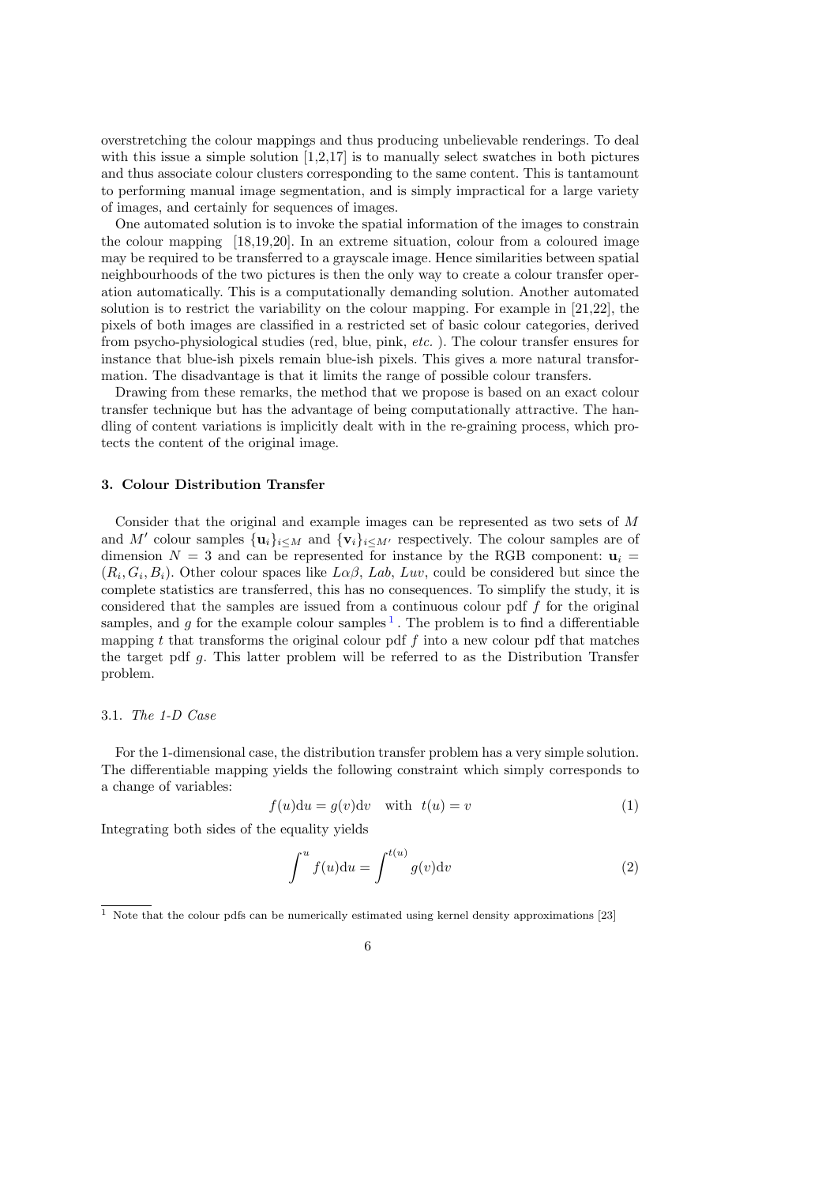overstretching the colour mappings and thus producing unbelievable renderings. To deal with this issue a simple solution [1,2,17] is to manually select swatches in both pictures and thus associate colour clusters corresponding to the same content. This is tantamount to performing manual image segmentation, and is simply impractical for a large variety of images, and certainly for sequences of images.

One automated solution is to invoke the spatial information of the images to constrain the colour mapping [18,19,20]. In an extreme situation, colour from a coloured image may be required to be transferred to a grayscale image. Hence similarities between spatial neighbourhoods of the two pictures is then the only way to create a colour transfer operation automatically. This is a computationally demanding solution. Another automated solution is to restrict the variability on the colour mapping. For example in [21,22], the pixels of both images are classified in a restricted set of basic colour categories, derived from psycho-physiological studies (red, blue, pink, *etc.* ). The colour transfer ensures for instance that blue-ish pixels remain blue-ish pixels. This gives a more natural transformation. The disadvantage is that it limits the range of possible colour transfers.

Drawing from these remarks, the method that we propose is based on an exact colour transfer technique but has the advantage of being computationally attractive. The handling of content variations is implicitly dealt with in the re-graining process, which protects the content of the original image.

## 3. Colour Distribution Transfer

Consider that the original and example images can be represented as two sets of $M$ and $M'$ colour samples $\{\mathbf{u}_i\}_{i \leq M}$ and $\{\mathbf{v}_i\}_{i \leq M'}$ respectively. The colour samples are of dimension $N = 3$ and can be represented for instance by the RGB component: $\mathbf{u}_i = (R_i, G_i, B_i)$. Other colour spaces like $L\alpha\beta$, $Lab$, $Luv$, could be considered but since the complete statistics are transferred, this has no consequences. To simplify the study, it is considered that the samples are issued from a continuous colour pdf $f$ for the original samples, and $g$ for the example colour samples [1]. The problem is to find a differentiable mapping $t$ that transforms the original colour pdf $f$ into a new colour pdf that matches the target pdf $g$. This latter problem will be referred to as the Distribution Transfer problem.

### 3.1. *The 1-D Case*

For the 1-dimensional case, the distribution transfer problem has a very simple solution. The differentiable mapping yields the following constraint which simply corresponds to a change of variables:

$$f(u)\mathrm{d}u = g(v)\mathrm{d}v \quad \text{with} \quad t(u) = v \tag{1}$$

Integrating both sides of the equality yields

$$\int^{u} f(u)\mathrm{d}u = \int^{t(u)} g(v)\mathrm{d}v \tag{2}$$

[1] Note that the colour pdfs can be numerically estimated using kernel density approximations [23]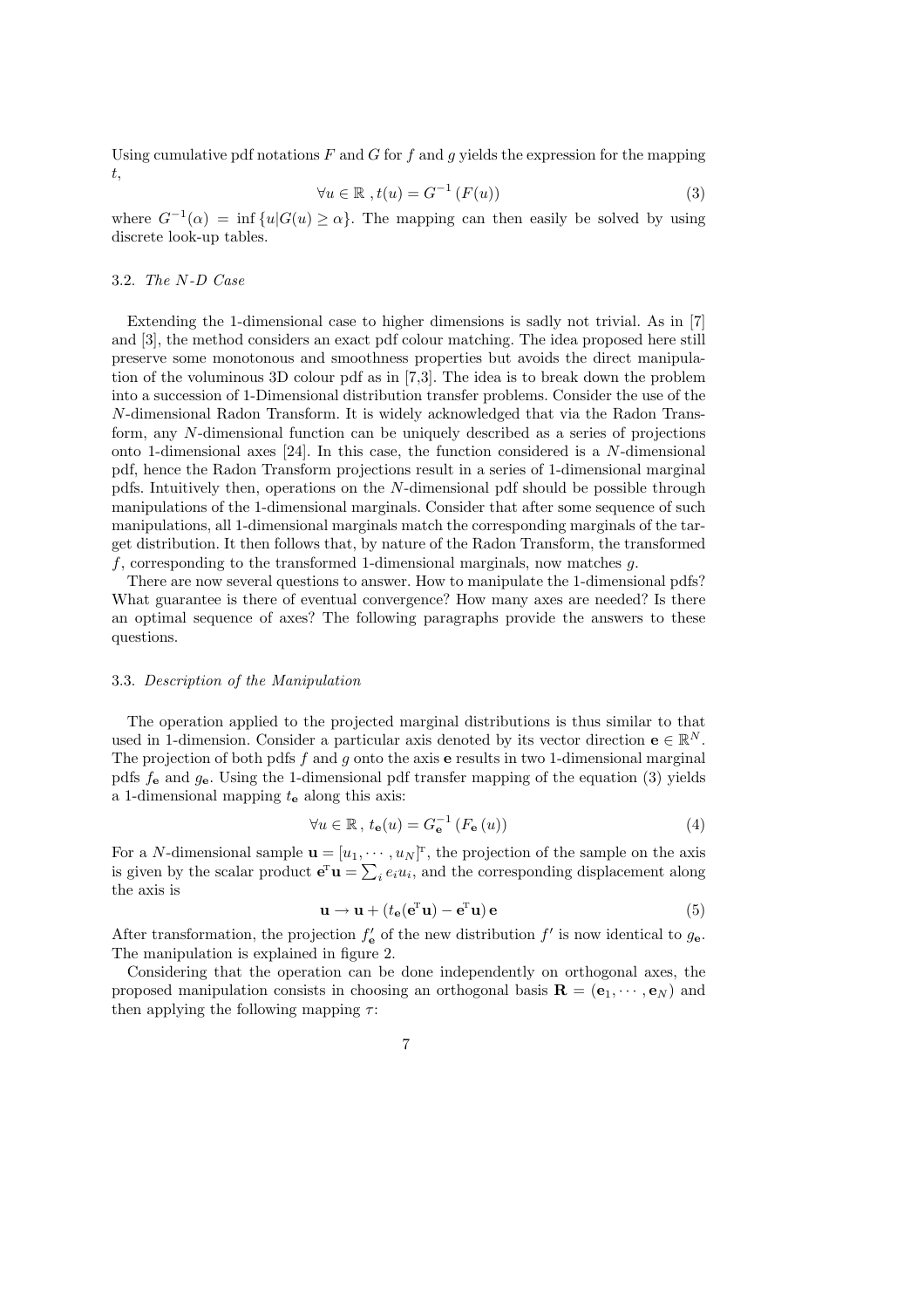Using cumulative pdf notations $F$ and $G$ for $f$ and $g$ yields the expression for the mapping $t$,

$$\forall u \in \mathbb{R}\ , t(u) = G^{-1}\left(F(u)\right) \tag{3}$$

where $G^{-1}(\alpha) = \inf\{u | G(u) \geq \alpha\}$. The mapping can then easily be solved by using discrete look-up tables.

### 3.2. *The N-D Case*

Extending the 1-dimensional case to higher dimensions is sadly not trivial. As in [7] and [3], the method considers an exact pdf colour matching. The idea proposed here still preserve some monotonous and smoothness properties but avoids the direct manipulation of the voluminous 3D colour pdf as in [7,3]. The idea is to break down the problem into a succession of 1-Dimensional distribution transfer problems. Consider the use of the $N$-dimensional Radon Transform. It is widely acknowledged that via the Radon Transform, any $N$-dimensional function can be uniquely described as a series of projections onto 1-dimensional axes [24]. In this case, the function considered is a $N$-dimensional pdf, hence the Radon Transform projections result in a series of 1-dimensional marginal pdfs. Intuitively then, operations on the $N$-dimensional pdf should be possible through manipulations of the 1-dimensional marginals. Consider that after some sequence of such manipulations, all 1-dimensional marginals match the corresponding marginals of the target distribution. It then follows that, by nature of the Radon Transform, the transformed $f$, corresponding to the transformed 1-dimensional marginals, now matches $g$.

There are now several questions to answer. How to manipulate the 1-dimensional pdfs? What guarantee is there of eventual convergence? How many axes are needed? Is there an optimal sequence of axes? The following paragraphs provide the answers to these questions.

### 3.3. *Description of the Manipulation*

The operation applied to the projected marginal distributions is thus similar to that used in 1-dimension. Consider a particular axis denoted by its vector direction $\mathbf{e} \in \mathbb{R}^N$. The projection of both pdfs $f$ and $g$ onto the axis $\mathbf{e}$ results in two 1-dimensional marginal pdfs $f_\mathbf{e}$ and $g_\mathbf{e}$. Using the 1-dimensional pdf transfer mapping of the equation (3) yields a 1-dimensional mapping $t_\mathbf{e}$ along this axis:

$$\forall u \in \mathbb{R}\ , t_\mathbf{e}(u) = G_\mathbf{e}^{-1}\left(F_\mathbf{e}(u)\right) \tag{4}$$

For a $N$-dimensional sample $\mathbf{u} = [u_1, \cdots, u_N]^\mathrm{T}$, the projection of the sample on the axis is given by the scalar product $\mathbf{e}^\mathrm{T}\mathbf{u} = \sum_i e_i u_i$, and the corresponding displacement along the axis is

$$\mathbf{u} \rightarrow \mathbf{u} + (t_\mathbf{e}(\mathbf{e}^\mathrm{T}\mathbf{u}) - \mathbf{e}^\mathrm{T}\mathbf{u})\,\mathbf{e} \tag{5}$$

After transformation, the projection $f'_\mathbf{e}$ of the new distribution $f'$ is now identical to $g_\mathbf{e}$. The manipulation is explained in figure 2.

Considering that the operation can be done independently on orthogonal axes, the proposed manipulation consists in choosing an orthogonal basis $\mathbf{R} = (\mathbf{e}_1, \cdots, \mathbf{e}_N)$ and then applying the following mapping $\tau$: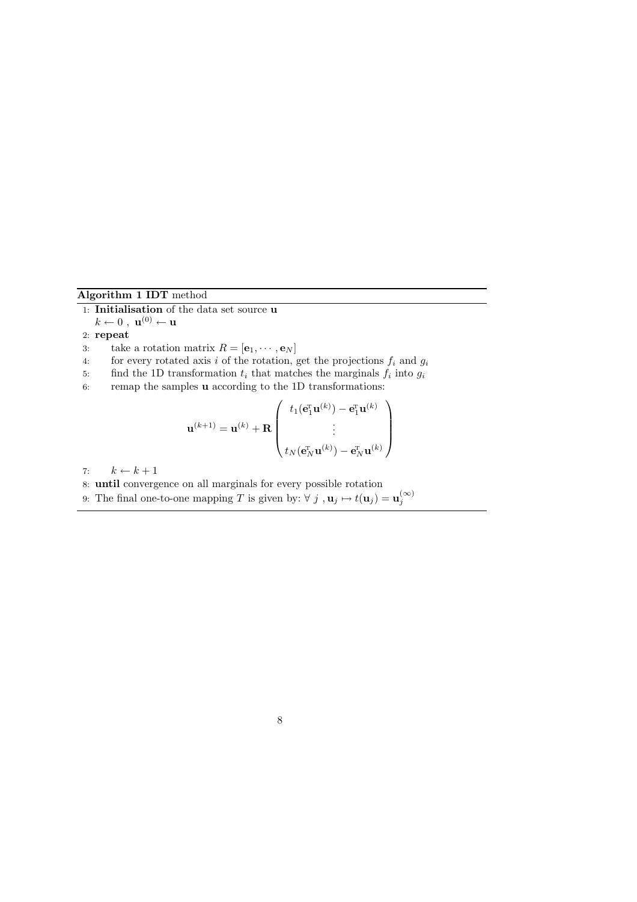**Algorithm 1 IDT** method

1: **Initialisation** of the data set source $\mathbf{u}$
   $k \leftarrow 0$ , $\mathbf{u}^{(0)} \leftarrow \mathbf{u}$
2: **repeat**
3: take a rotation matrix $R = [\mathbf{e}_1, \cdots, \mathbf{e}_N]$
4: for every rotated axis $i$ of the rotation, get the projections $f_i$ and $g_i$
5: find the 1D transformation $t_i$ that matches the marginals $f_i$ into $g_i$
6: remap the samples $\mathbf{u}$ according to the 1D transformations:

$$\mathbf{u}^{(k+1)} = \mathbf{u}^{(k)} + \mathbf{R} \begin{pmatrix} t_1(\mathbf{e}_1^{\mathrm{T}} \mathbf{u}^{(k)}) - \mathbf{e}_1^{\mathrm{T}} \mathbf{u}^{(k)} \\ \vdots \\ t_N(\mathbf{e}_N^{\mathrm{T}} \mathbf{u}^{(k)}) - \mathbf{e}_N^{\mathrm{T}} \mathbf{u}^{(k)} \end{pmatrix}$$

7: $k \leftarrow k + 1$
8: **until** convergence on all marginals for every possible rotation
9: The final one-to-one mapping $T$ is given by: $\forall\ j\ , \mathbf{u}_j \mapsto t(\mathbf{u}_j) = \mathbf{u}_j^{(\infty)}$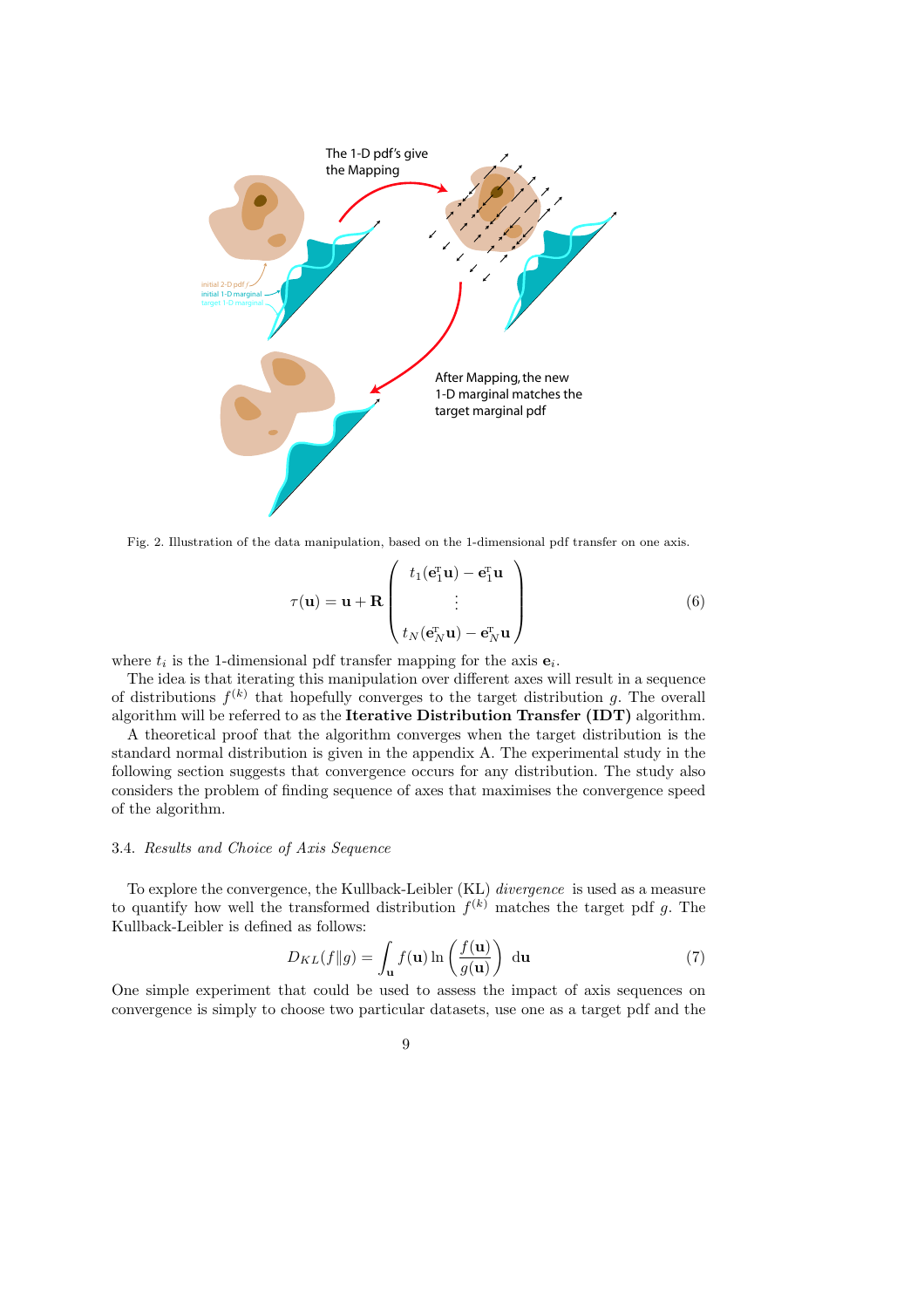Fig. 2. Illustration of the data manipulation, based on the 1-dimensional pdf transfer on one axis.

$$\tau(\mathbf{u}) = \mathbf{u} + \mathbf{R} \begin{pmatrix} t_1(\mathbf{e}_1^{\mathrm{T}}\mathbf{u}) - \mathbf{e}_1^{\mathrm{T}}\mathbf{u} \\ \vdots \\ t_N(\mathbf{e}_N^{\mathrm{T}}\mathbf{u}) - \mathbf{e}_N^{\mathrm{T}}\mathbf{u} \end{pmatrix} \tag{6}$$

where $t_i$ is the 1-dimensional pdf transfer mapping for the axis $\mathbf{e}_i$.

The idea is that iterating this manipulation over different axes will result in a sequence of distributions $f^{(k)}$ that hopefully converges to the target distribution $g$. The overall algorithm will be referred to as the **Iterative Distribution Transfer (IDT)** algorithm.

A theoretical proof that the algorithm converges when the target distribution is the standard normal distribution is given in the appendix A. The experimental study in the following section suggests that convergence occurs for any distribution. The study also considers the problem of finding sequence of axes that maximises the convergence speed of the algorithm.

### 3.4. *Results and Choice of Axis Sequence*

To explore the convergence, the Kullback-Leibler (KL) *divergence* is used as a measure to quantify how well the transformed distribution $f^{(k)}$ matches the target pdf $g$. The Kullback-Leibler is defined as follows:

$$D_{KL}(f\|g) = \int_{\mathbf{u}} f(\mathbf{u}) \ln\left(\frac{f(\mathbf{u})}{g(\mathbf{u})}\right) \, \mathrm{d}\mathbf{u} \tag{7}$$

One simple experiment that could be used to assess the impact of axis sequences on convergence is simply to choose two particular datasets, use one as a target pdf and the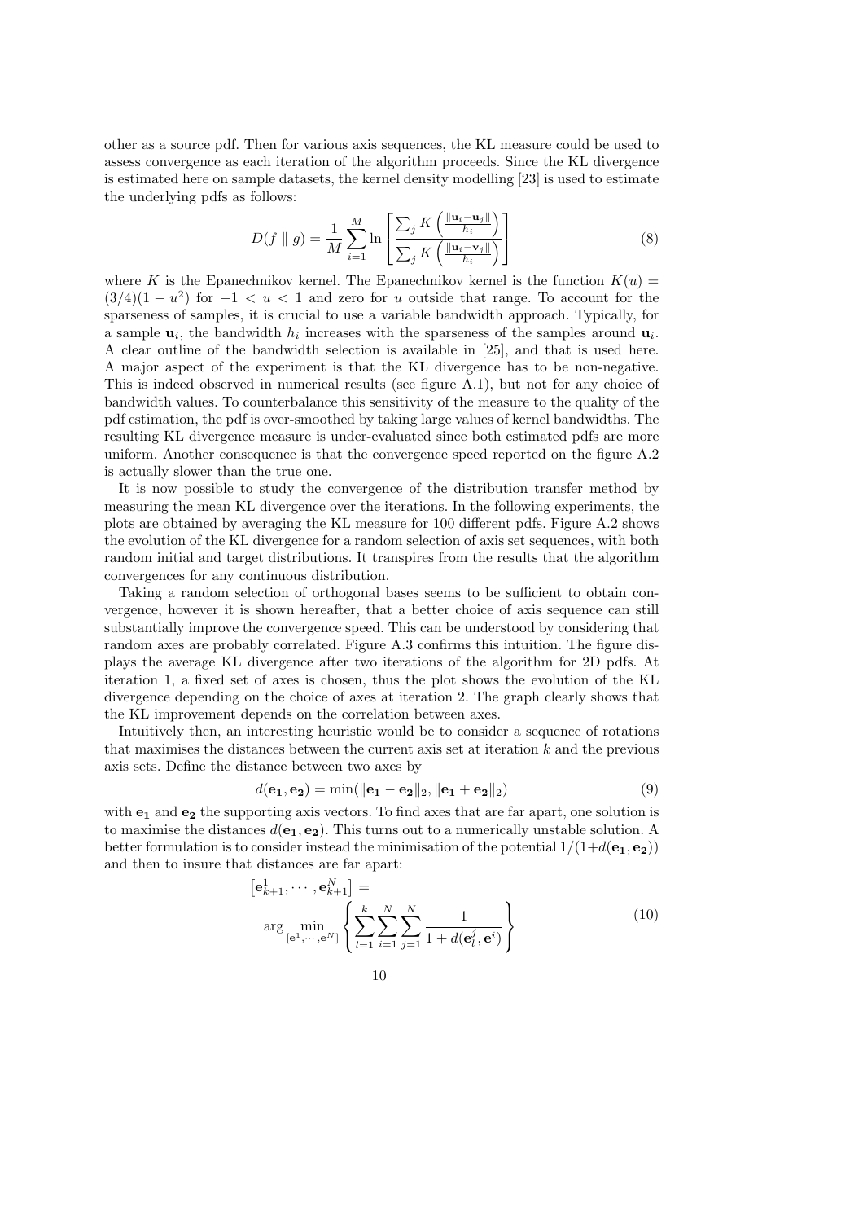other as a source pdf. Then for various axis sequences, the KL measure could be used to assess convergence as each iteration of the algorithm proceeds. Since the KL divergence is estimated here on sample datasets, the kernel density modelling [23] is used to estimate the underlying pdfs as follows:

$$D(f \parallel g) = \frac{1}{M} \sum_{i=1}^{M} \ln \left[ \frac{\sum_j K\left(\frac{\|\mathbf{u}_i - \mathbf{u}_j\|}{h_i}\right)}{\sum_j K\left(\frac{\|\mathbf{u}_i - \mathbf{v}_j\|}{h_i}\right)} \right] \tag{8}$$

where $K$ is the Epanechnikov kernel. The Epanechnikov kernel is the function $K(u) = (3/4)(1 - u^2)$ for $-1 < u < 1$ and zero for $u$ outside that range. To account for the sparseness of samples, it is crucial to use a variable bandwidth approach. Typically, for a sample $\mathbf{u}_i$, the bandwidth $h_i$ increases with the sparseness of the samples around $\mathbf{u}_i$. A clear outline of the bandwidth selection is available in [25], and that is used here. A major aspect of the experiment is that the KL divergence has to be non-negative. This is indeed observed in numerical results (see figure A.1), but not for any choice of bandwidth values. To counterbalance this sensitivity of the measure to the quality of the pdf estimation, the pdf is over-smoothed by taking large values of kernel bandwidths. The resulting KL divergence measure is under-evaluated since both estimated pdfs are more uniform. Another consequence is that the convergence speed reported on the figure A.2 is actually slower than the true one.

It is now possible to study the convergence of the distribution transfer method by measuring the mean KL divergence over the iterations. In the following experiments, the plots are obtained by averaging the KL measure for 100 different pdfs. Figure A.2 shows the evolution of the KL divergence for a random selection of axis set sequences, with both random initial and target distributions. It transpires from the results that the algorithm convergences for any continuous distribution.

Taking a random selection of orthogonal bases seems to be sufficient to obtain convergence, however it is shown hereafter, that a better choice of axis sequence can still substantially improve the convergence speed. This can be understood by considering that random axes are probably correlated. Figure A.3 confirms this intuition. The figure displays the average KL divergence after two iterations of the algorithm for 2D pdfs. At iteration 1, a fixed set of axes is chosen, thus the plot shows the evolution of the KL divergence depending on the choice of axes at iteration 2. The graph clearly shows that the KL improvement depends on the correlation between axes.

Intuitively then, an interesting heuristic would be to consider a sequence of rotations that maximises the distances between the current axis set at iteration $k$ and the previous axis sets. Define the distance between two axes by

$$d(\mathbf{e_1}, \mathbf{e_2}) = \min(\|\mathbf{e_1} - \mathbf{e_2}\|_2, \|\mathbf{e_1} + \mathbf{e_2}\|_2) \tag{9}$$

with $\mathbf{e_1}$ and $\mathbf{e_2}$ the supporting axis vectors. To find axes that are far apart, one solution is to maximise the distances $d(\mathbf{e_1}, \mathbf{e_2})$. This turns out to a numerically unstable solution. A better formulation is to consider instead the minimisation of the potential $1/(1+d(\mathbf{e_1}, \mathbf{e_2}))$ and then to insure that distances are far apart:

$$\begin{aligned} \left[\mathbf{e}_{k+1}^1, \cdots, \mathbf{e}_{k+1}^N\right] = \\ \arg \min_{[\mathbf{e}^1, \cdots, \mathbf{e}^N]} \left\{ \sum_{l=1}^{k} \sum_{i=1}^{N} \sum_{j=1}^{N} \frac{1}{1 + d(\mathbf{e}_l^j, \mathbf{e}^i)} \right\} \end{aligned} \tag{10}$$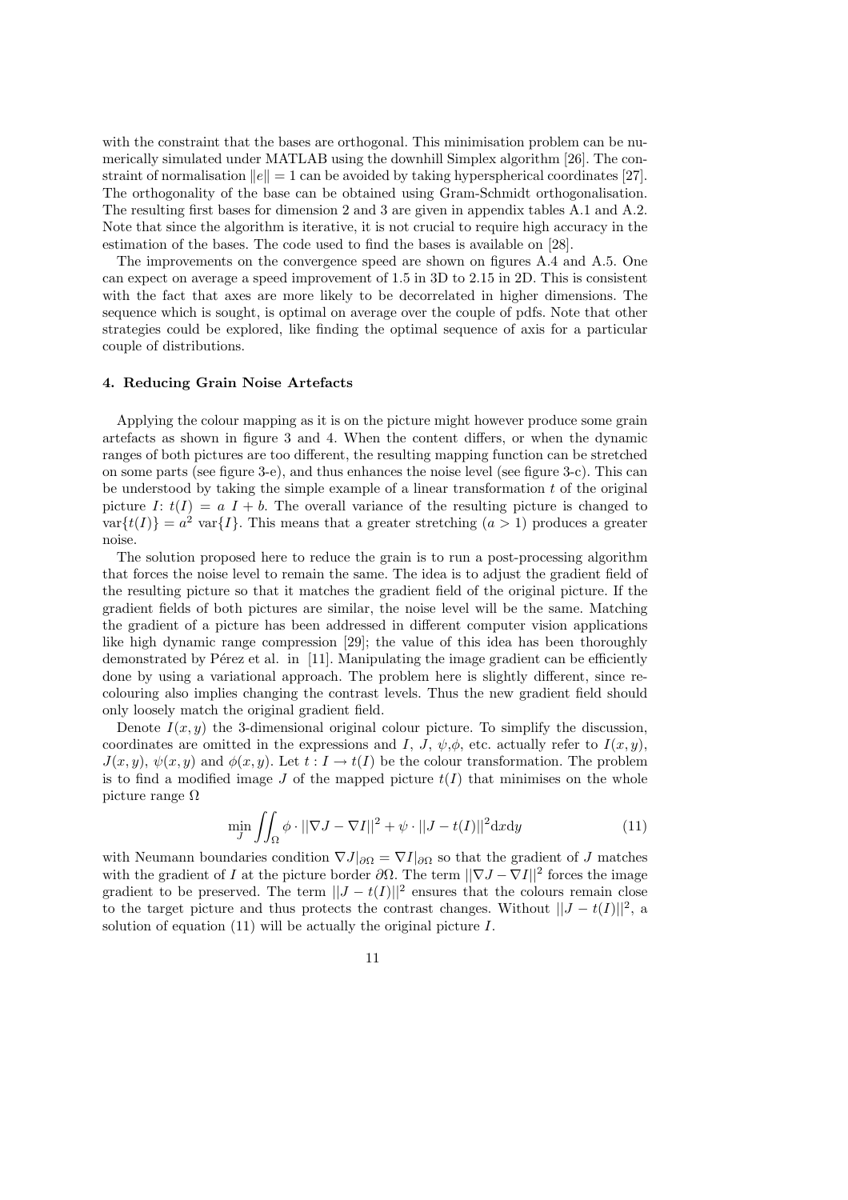with the constraint that the bases are orthogonal. This minimisation problem can be numerically simulated under MATLAB using the downhill Simplex algorithm [26]. The constraint of normalisation $\|e\| = 1$ can be avoided by taking hyperspherical coordinates [27]. The orthogonality of the base can be obtained using Gram-Schmidt orthogonalisation. The resulting first bases for dimension 2 and 3 are given in appendix tables A.1 and A.2. Note that since the algorithm is iterative, it is not crucial to require high accuracy in the estimation of the bases. The code used to find the bases is available on [28].

The improvements on the convergence speed are shown on figures A.4 and A.5. One can expect on average a speed improvement of 1.5 in 3D to 2.15 in 2D. This is consistent with the fact that axes are more likely to be decorrelated in higher dimensions. The sequence which is sought, is optimal on average over the couple of pdfs. Note that other strategies could be explored, like finding the optimal sequence of axis for a particular couple of distributions.

### 4. Reducing Grain Noise Artefacts

Applying the colour mapping as it is on the picture might however produce some grain artefacts as shown in figure 3 and 4. When the content differs, or when the dynamic ranges of both pictures are too different, the resulting mapping function can be stretched on some parts (see figure 3-e), and thus enhances the noise level (see figure 3-c). This can be understood by taking the simple example of a linear transformation $t$ of the original picture $I$: $t(I) = a\ I + b$. The overall variance of the resulting picture is changed to $\text{var}\{t(I)\} = a^2\ \text{var}\{I\}$. This means that a greater stretching ($a > 1$) produces a greater noise.

The solution proposed here to reduce the grain is to run a post-processing algorithm that forces the noise level to remain the same. The idea is to adjust the gradient field of the resulting picture so that it matches the gradient field of the original picture. If the gradient fields of both pictures are similar, the noise level will be the same. Matching the gradient of a picture has been addressed in different computer vision applications like high dynamic range compression [29]; the value of this idea has been thoroughly demonstrated by Pérez et al. in [11]. Manipulating the image gradient can be efficiently done by using a variational approach. The problem here is slightly different, since re-colouring also implies changing the contrast levels. Thus the new gradient field should only loosely match the original gradient field.

Denote $I(x, y)$ the 3-dimensional original colour picture. To simplify the discussion, coordinates are omitted in the expressions and $I$, $J$, $\psi$,$\phi$, etc. actually refer to $I(x, y)$, $J(x, y)$, $\psi(x, y)$ and $\phi(x, y)$. Let $t : I \to t(I)$ be the colour transformation. The problem is to find a modified image $J$ of the mapped picture $t(I)$ that minimises on the whole picture range $\Omega$

$$\min_J \iint_\Omega \phi \cdot ||\nabla J - \nabla I||^2 + \psi \cdot ||J - t(I)||^2 \mathrm{d}x\mathrm{d}y \tag{11}$$

with Neumann boundaries condition $\nabla J|_{\partial\Omega} = \nabla I|_{\partial\Omega}$ so that the gradient of $J$ matches with the gradient of $I$ at the picture border $\partial\Omega$. The term $||\nabla J - \nabla I||^2$ forces the image gradient to be preserved. The term $||J - t(I)||^2$ ensures that the colours remain close to the target picture and thus protects the contrast changes. Without $||J - t(I)||^2$, a solution of equation (11) will be actually the original picture $I$.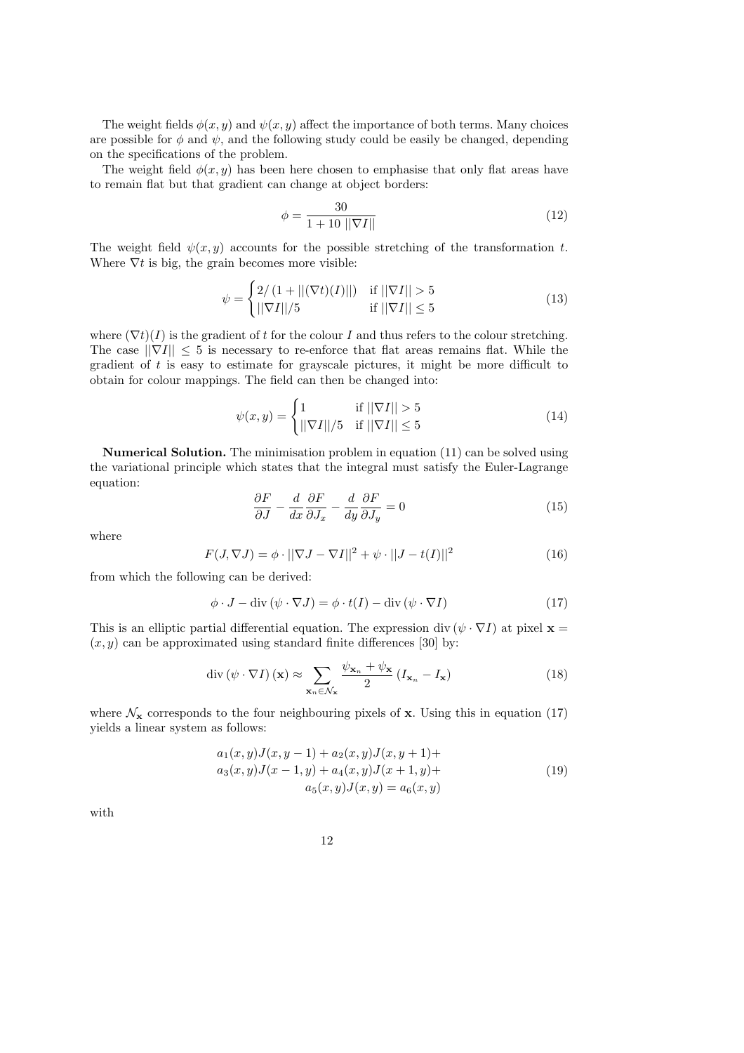The weight fields $\phi(x, y)$ and $\psi(x, y)$ affect the importance of both terms. Many choices are possible for $\phi$ and $\psi$, and the following study could be easily be changed, depending on the specifications of the problem.

The weight field $\phi(x, y)$ has been here chosen to emphasise that only flat areas have to remain flat but that gradient can change at object borders:

$$\phi = \frac{30}{1 + 10\ ||\nabla I||} \tag{12}$$

The weight field $\psi(x, y)$ accounts for the possible stretching of the transformation $t$. Where $\nabla t$ is big, the grain becomes more visible:

$$\psi = \begin{cases} 2/\left(1 + ||(\nabla t)(I)||\right) & \text{if } ||\nabla I|| > 5 \\ ||\nabla I||/5 & \text{if } ||\nabla I|| \leq 5 \end{cases} \tag{13}$$

where $(\nabla t)(I)$ is the gradient of $t$ for the colour $I$ and thus refers to the colour stretching. The case $||\nabla I|| \leq 5$ is necessary to re-enforce that flat areas remains flat. While the gradient of $t$ is easy to estimate for grayscale pictures, it might be more difficult to obtain for colour mappings. The field can then be changed into:

$$\psi(x, y) = \begin{cases} 1 & \text{if } ||\nabla I|| > 5 \\ ||\nabla I||/5 & \text{if } ||\nabla I|| \leq 5 \end{cases} \tag{14}$$

**Numerical Solution.** The minimisation problem in equation (11) can be solved using the variational principle which states that the integral must satisfy the Euler-Lagrange equation:

$$\frac{\partial F}{\partial J} - \frac{d}{dx}\frac{\partial F}{\partial J_x} - \frac{d}{dy}\frac{\partial F}{\partial J_y} = 0 \tag{15}$$

where

$$F(J, \nabla J) = \phi \cdot ||\nabla J - \nabla I||^2 + \psi \cdot ||J - t(I)||^2 \tag{16}$$

from which the following can be derived:

$$\phi \cdot J - \operatorname{div}\left(\psi \cdot \nabla J\right) = \phi \cdot t(I) - \operatorname{div}\left(\psi \cdot \nabla I\right) \tag{17}$$

This is an elliptic partial differential equation. The expression $\operatorname{div}\left(\psi \cdot \nabla I\right)$ at pixel $\mathbf{x} = (x, y)$ can be approximated using standard finite differences [30] by:

$$\operatorname{div}\left(\psi \cdot \nabla I\right)(\mathbf{x}) \approx \sum_{\mathbf{x}_n \in \mathcal{N}_{\mathbf{x}}} \frac{\psi_{\mathbf{x}_n} + \psi_{\mathbf{x}}}{2}\left(I_{\mathbf{x}_n} - I_{\mathbf{x}}\right) \tag{18}$$

where $\mathcal{N}_{\mathbf{x}}$ corresponds to the four neighbouring pixels of $\mathbf{x}$. Using this in equation (17) yields a linear system as follows:

$$\begin{aligned} a_1(x, y)J(x, y-1) + a_2(x, y)J(x, y+1) + \\ a_3(x, y)J(x-1, y) + a_4(x, y)J(x+1, y) + \\ a_5(x, y)J(x, y) = a_6(x, y) \end{aligned} \tag{19}$$

with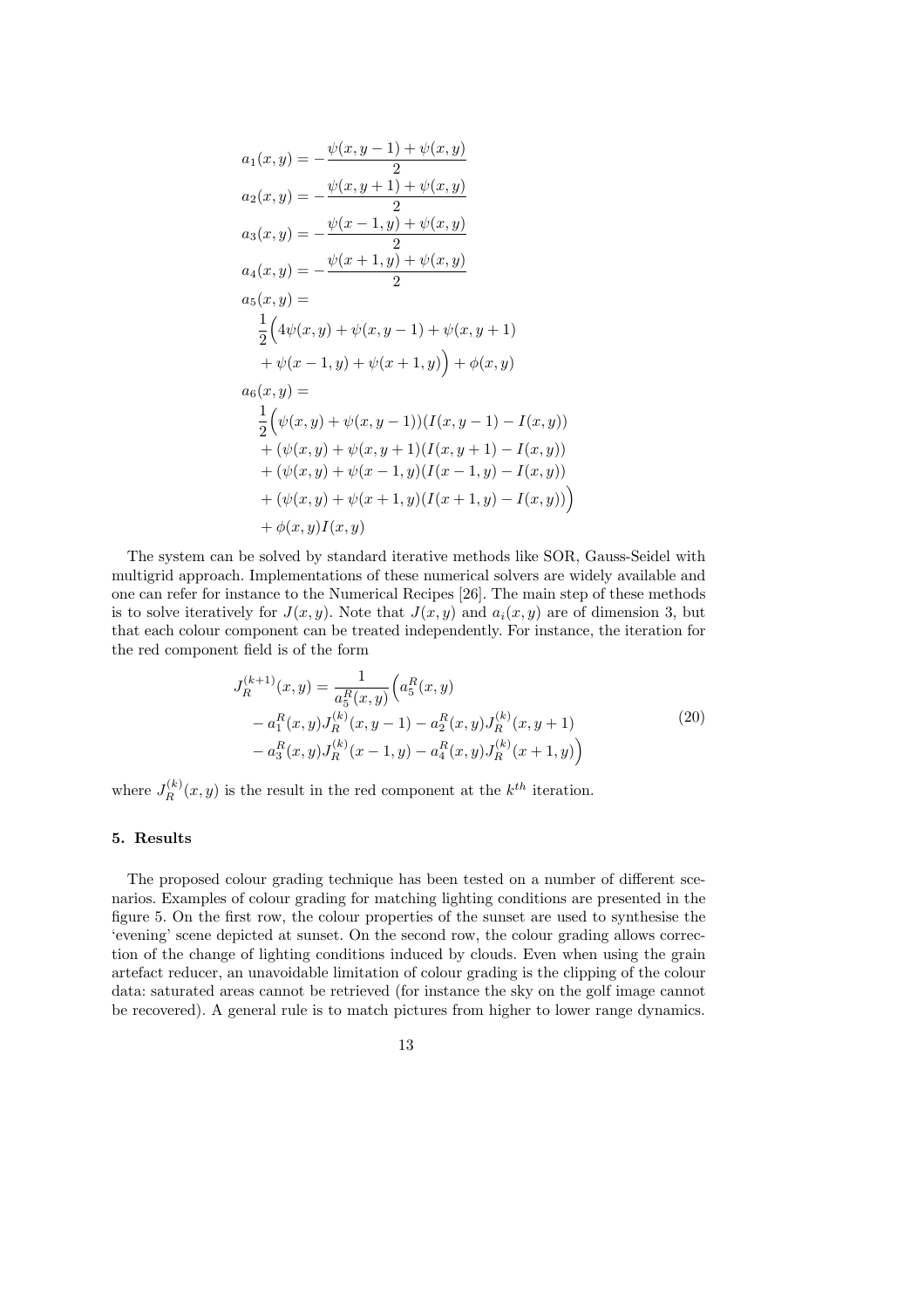$$
\begin{aligned}
a_1(x,y) &= -\frac{\psi(x,y-1)+\psi(x,y)}{2} \\
a_2(x,y) &= -\frac{\psi(x,y+1)+\psi(x,y)}{2} \\
a_3(x,y) &= -\frac{\psi(x-1,y)+\psi(x,y)}{2} \\
a_4(x,y) &= -\frac{\psi(x+1,y)+\psi(x,y)}{2} \\
a_5(x,y) &= \\
&\frac{1}{2}\Big(4\psi(x,y)+\psi(x,y-1)+\psi(x,y+1) \\
&+\psi(x-1,y)+\psi(x+1,y)\Big)+\phi(x,y) \\
a_6(x,y) &= \\
&\frac{1}{2}\Big(\psi(x,y)+\psi(x,y-1))(I(x,y-1)-I(x,y)) \\
&+(\psi(x,y)+\psi(x,y+1)(I(x,y+1)-I(x,y)) \\
&+(\psi(x,y)+\psi(x-1,y)(I(x-1,y)-I(x,y)) \\
&+(\psi(x,y)+\psi(x+1,y)(I(x+1,y)-I(x,y))\Big) \\
&+\phi(x,y)I(x,y)
\end{aligned}
$$

The system can be solved by standard iterative methods like SOR, Gauss-Seidel with multigrid approach. Implementations of these numerical solvers are widely available and one can refer for instance to the Numerical Recipes [26]. The main step of these methods is to solve iteratively for $J(x,y)$. Note that $J(x,y)$ and $a_i(x,y)$ are of dimension 3, but that each colour component can be treated independently. For instance, the iteration for the red component field is of the form

$$
\begin{aligned}
J_R^{(k+1)}(x,y) = \frac{1}{a_5^R(x,y)}\Big(&a_5^R(x,y) \\
&-a_1^R(x,y)J_R^{(k)}(x,y-1)-a_2^R(x,y)J_R^{(k)}(x,y+1) \\
&-a_3^R(x,y)J_R^{(k)}(x-1,y)-a_4^R(x,y)J_R^{(k)}(x+1,y)\Big)
\end{aligned}
\tag{20}
$$

where $J_R^{(k)}(x,y)$ is the result in the red component at the $k^{th}$ iteration.

## 5. Results

The proposed colour grading technique has been tested on a number of different scenarios. Examples of colour grading for matching lighting conditions are presented in the figure 5. On the first row, the colour properties of the sunset are used to synthesise the 'evening' scene depicted at sunset. On the second row, the colour grading allows correction of the change of lighting conditions induced by clouds. Even when using the grain artefact reducer, an unavoidable limitation of colour grading is the clipping of the colour data: saturated areas cannot be retrieved (for instance the sky on the golf image cannot be recovered). A general rule is to match pictures from higher to lower range dynamics.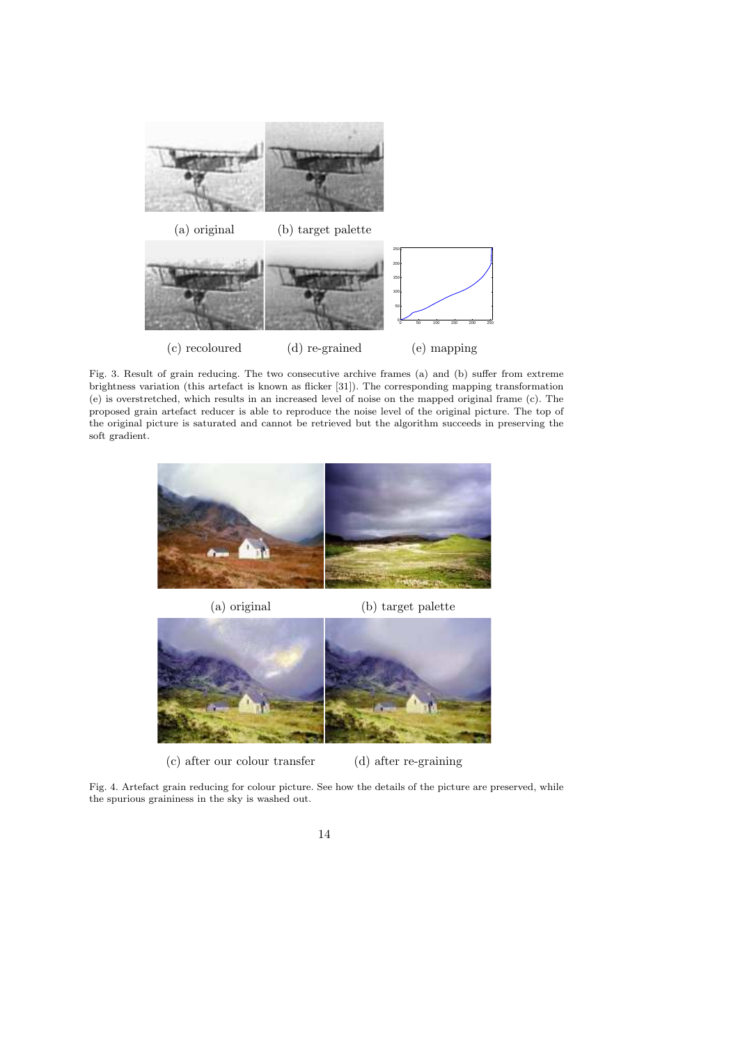(a) original (b) target palette

(c) recoloured (d) re-grained (e) mapping

Fig. 3. Result of grain reducing. The two consecutive archive frames (a) and (b) suffer from extreme brightness variation (this artefact is known as flicker [31]). The corresponding mapping transformation (e) is overstretched, which results in an increased level of noise on the mapped original frame (c). The proposed grain artefact reducer is able to reproduce the noise level of the original picture. The top of the original picture is saturated and cannot be retrieved but the algorithm succeeds in preserving the soft gradient.

(a) original (b) target palette

(c) after our colour transfer (d) after re-graining

Fig. 4. Artefact grain reducing for colour picture. See how the details of the picture are preserved, while the spurious graininess in the sky is washed out.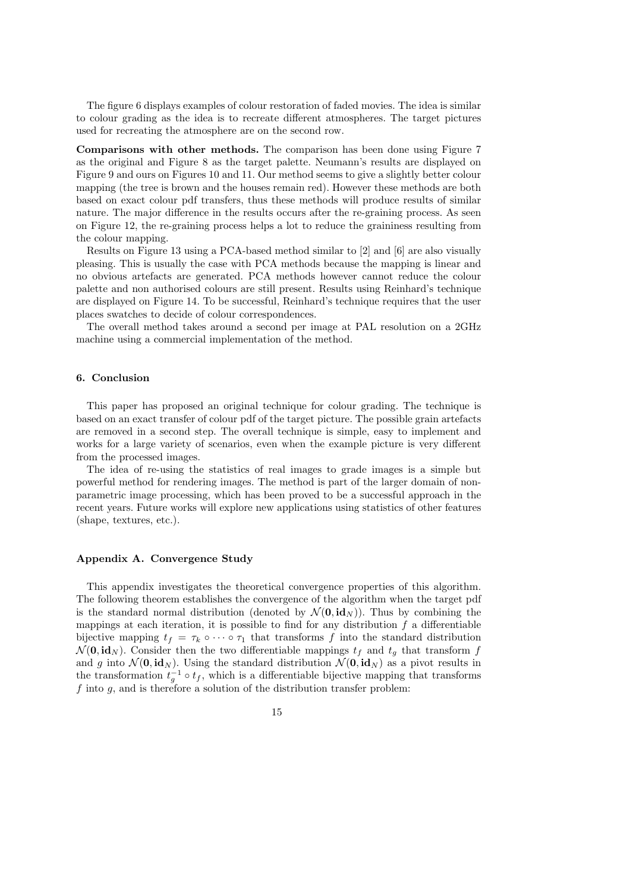The figure 6 displays examples of colour restoration of faded movies. The idea is similar to colour grading as the idea is to recreate different atmospheres. The target pictures used for recreating the atmosphere are on the second row.

**Comparisons with other methods.** The comparison has been done using Figure 7 as the original and Figure 8 as the target palette. Neumann's results are displayed on Figure 9 and ours on Figures 10 and 11. Our method seems to give a slightly better colour mapping (the tree is brown and the houses remain red). However these methods are both based on exact colour pdf transfers, thus these methods will produce results of similar nature. The major difference in the results occurs after the re-graining process. As seen on Figure 12, the re-graining process helps a lot to reduce the graininess resulting from the colour mapping.

Results on Figure 13 using a PCA-based method similar to [2] and [6] are also visually pleasing. This is usually the case with PCA methods because the mapping is linear and no obvious artefacts are generated. PCA methods however cannot reduce the colour palette and non authorised colours are still present. Results using Reinhard's technique are displayed on Figure 14. To be successful, Reinhard's technique requires that the user places swatches to decide of colour correspondences.

The overall method takes around a second per image at PAL resolution on a 2GHz machine using a commercial implementation of the method.

## 6. Conclusion

This paper has proposed an original technique for colour grading. The technique is based on an exact transfer of colour pdf of the target picture. The possible grain artefacts are removed in a second step. The overall technique is simple, easy to implement and works for a large variety of scenarios, even when the example picture is very different from the processed images.

The idea of re-using the statistics of real images to grade images is a simple but powerful method for rendering images. The method is part of the larger domain of non-parametric image processing, which has been proved to be a successful approach in the recent years. Future works will explore new applications using statistics of other features (shape, textures, etc.).

## Appendix A. Convergence Study

This appendix investigates the theoretical convergence properties of this algorithm. The following theorem establishes the convergence of the algorithm when the target pdf is the standard normal distribution (denoted by $\mathcal{N}(\mathbf{0}, \mathbf{id}_N)$). Thus by combining the mappings at each iteration, it is possible to find for any distribution $f$ a differentiable bijective mapping $t_f = \tau_k \circ \cdots \circ \tau_1$ that transforms $f$ into the standard distribution $\mathcal{N}(\mathbf{0}, \mathbf{id}_N)$. Consider then the two differentiable mappings $t_f$ and $t_g$ that transform $f$ and $g$ into $\mathcal{N}(\mathbf{0}, \mathbf{id}_N)$. Using the standard distribution $\mathcal{N}(\mathbf{0}, \mathbf{id}_N)$ as a pivot results in the transformation $t_g^{-1} \circ t_f$, which is a differentiable bijective mapping that transforms $f$ into $g$, and is therefore a solution of the distribution transfer problem: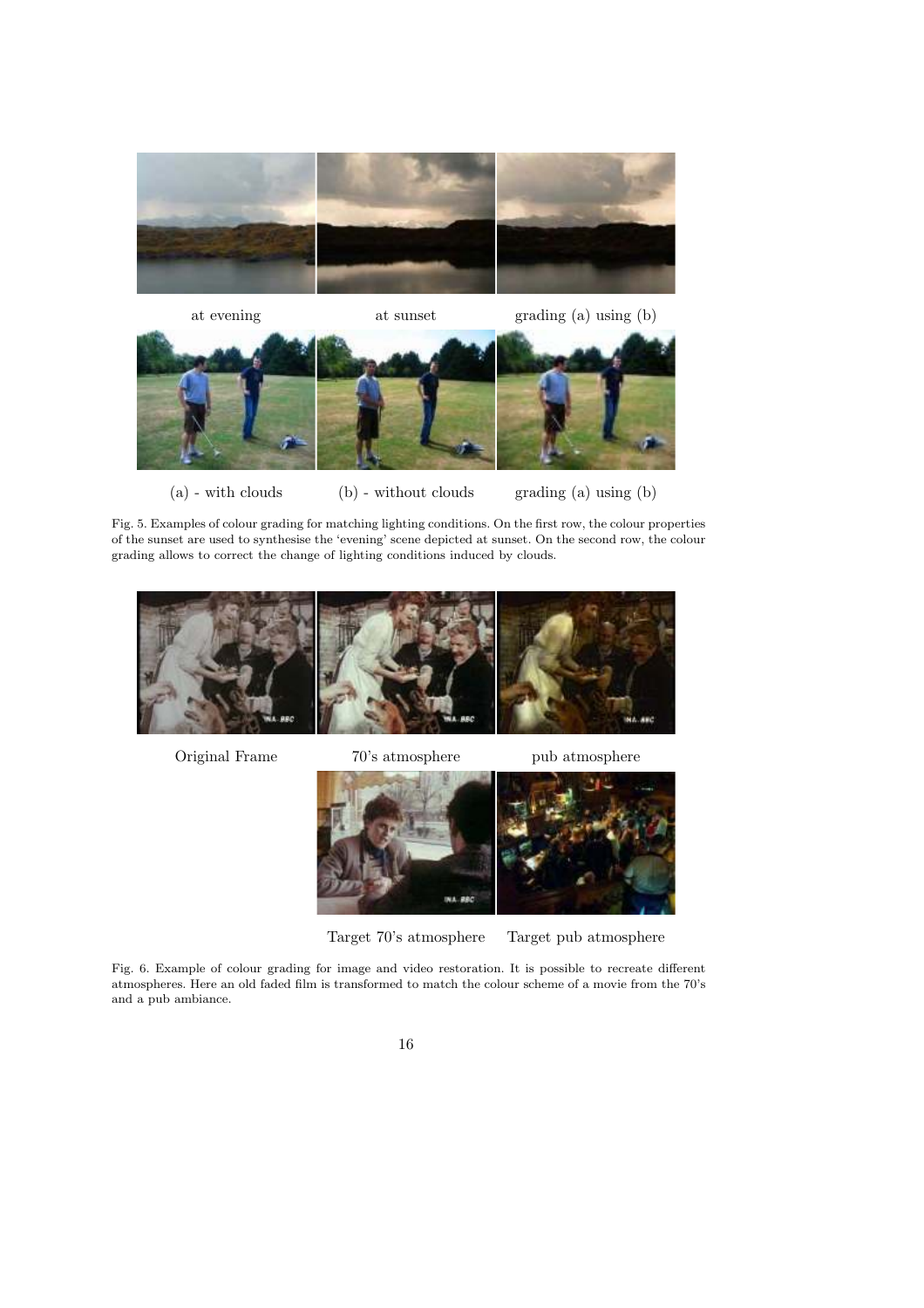at evening | at sunset | grading (a) using (b)

(a) - with clouds | (b) - without clouds | grading (a) using (b)

Fig. 5. Examples of colour grading for matching lighting conditions. On the first row, the colour properties of the sunset are used to synthesise the 'evening' scene depicted at sunset. On the second row, the colour grading allows to correct the change of lighting conditions induced by clouds.

Original Frame | 70's atmosphere | pub atmosphere

Target 70's atmosphere | Target pub atmosphere

Fig. 6. Example of colour grading for image and video restoration. It is possible to recreate different atmospheres. Here an old faded film is transformed to match the colour scheme of a movie from the 70's and a pub ambiance.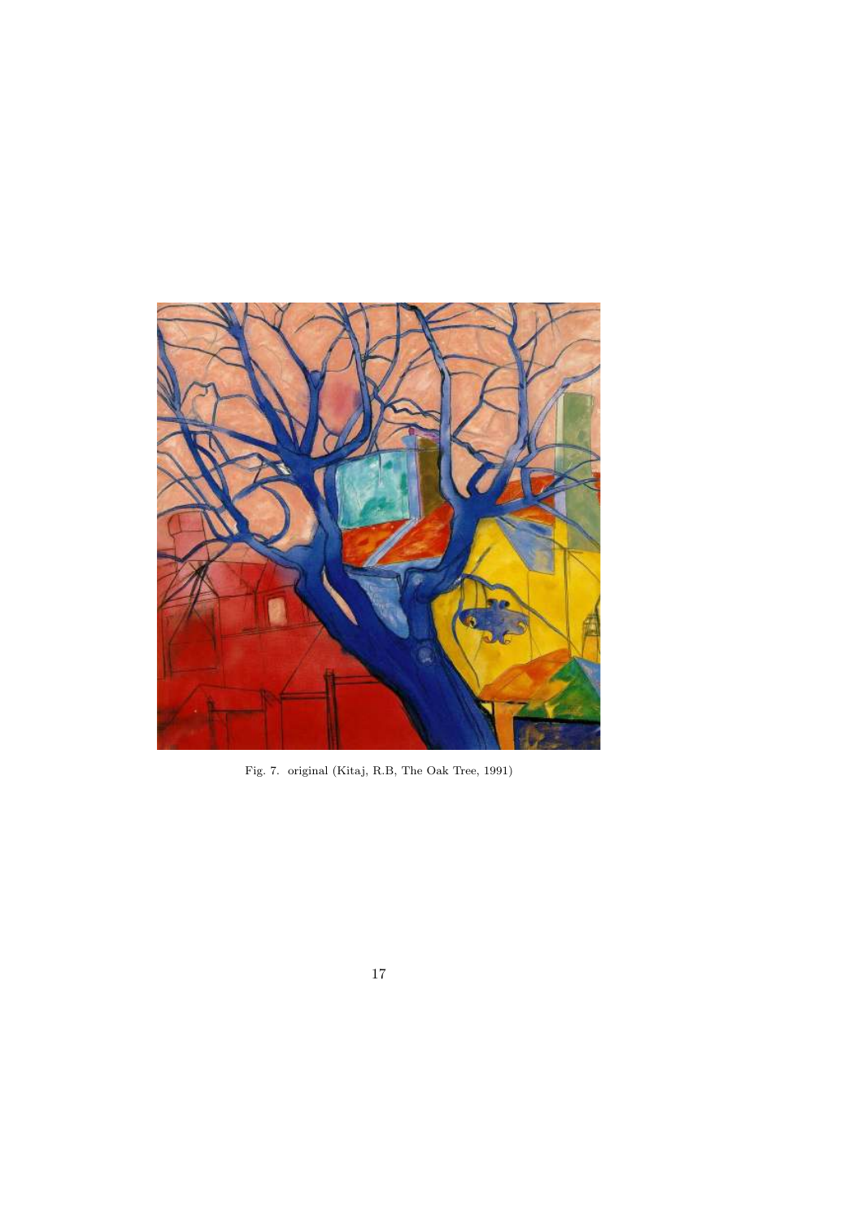Fig. 7. original (Kitaj, R.B, The Oak Tree, 1991)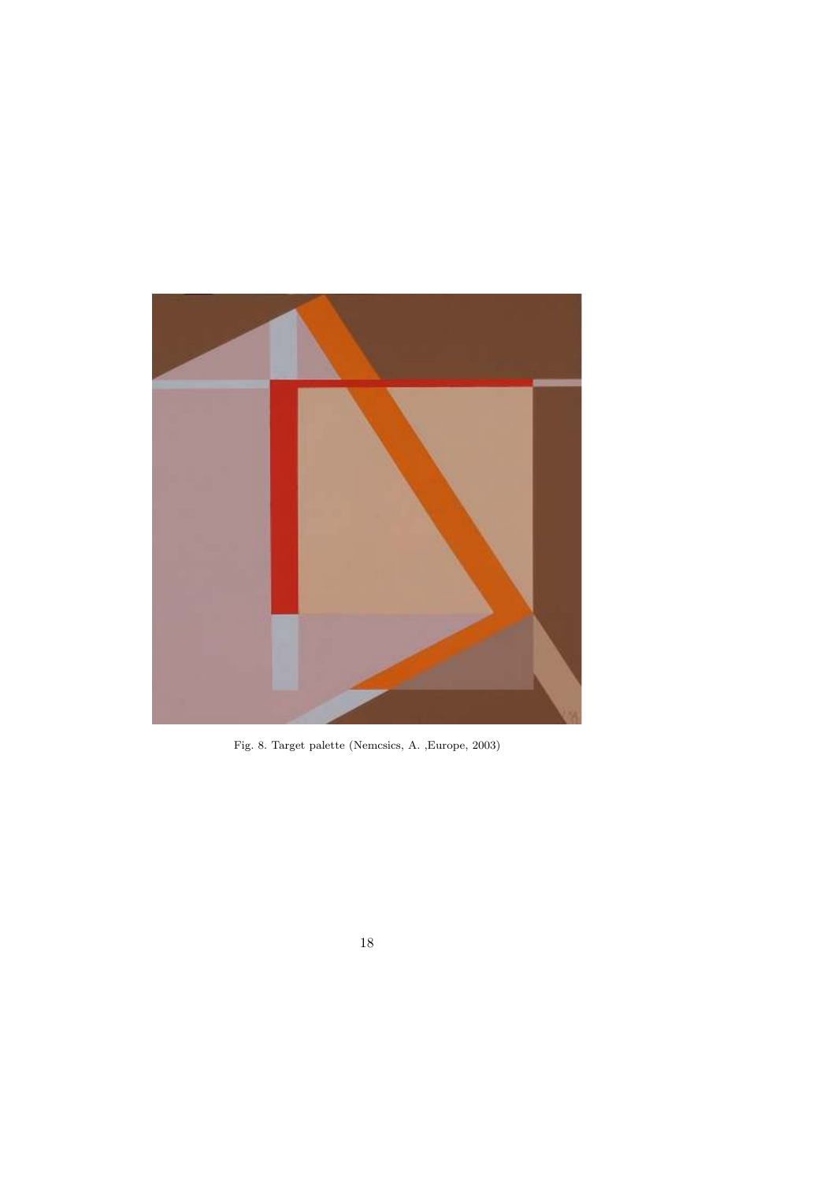Fig. 8. Target palette (Nemcsics, A. ,Europe, 2003)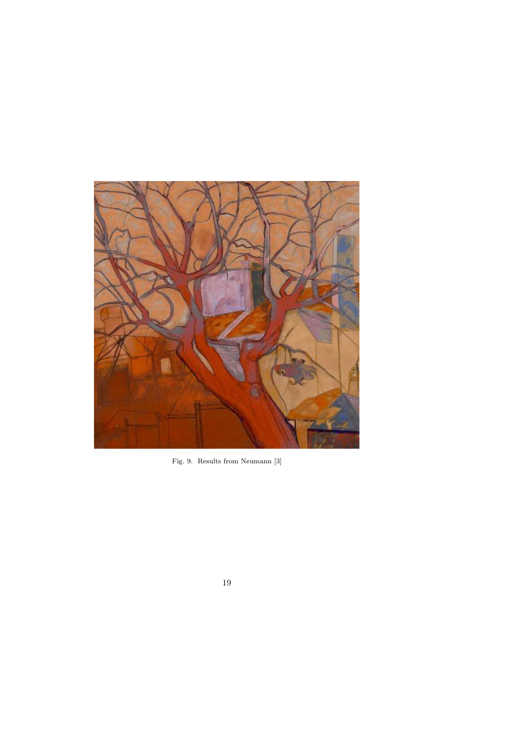Fig. 9. Results from Neumann [3]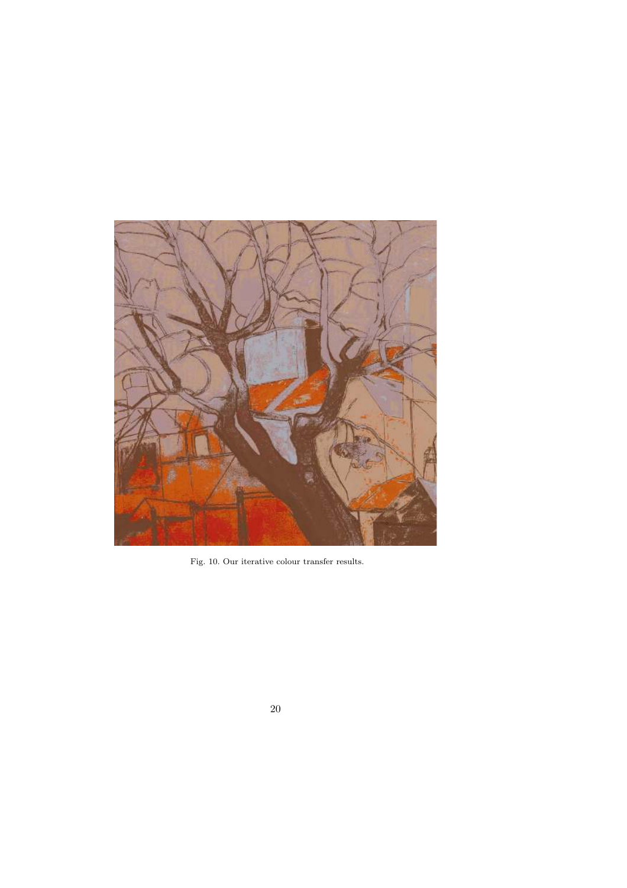Fig. 10. Our iterative colour transfer results.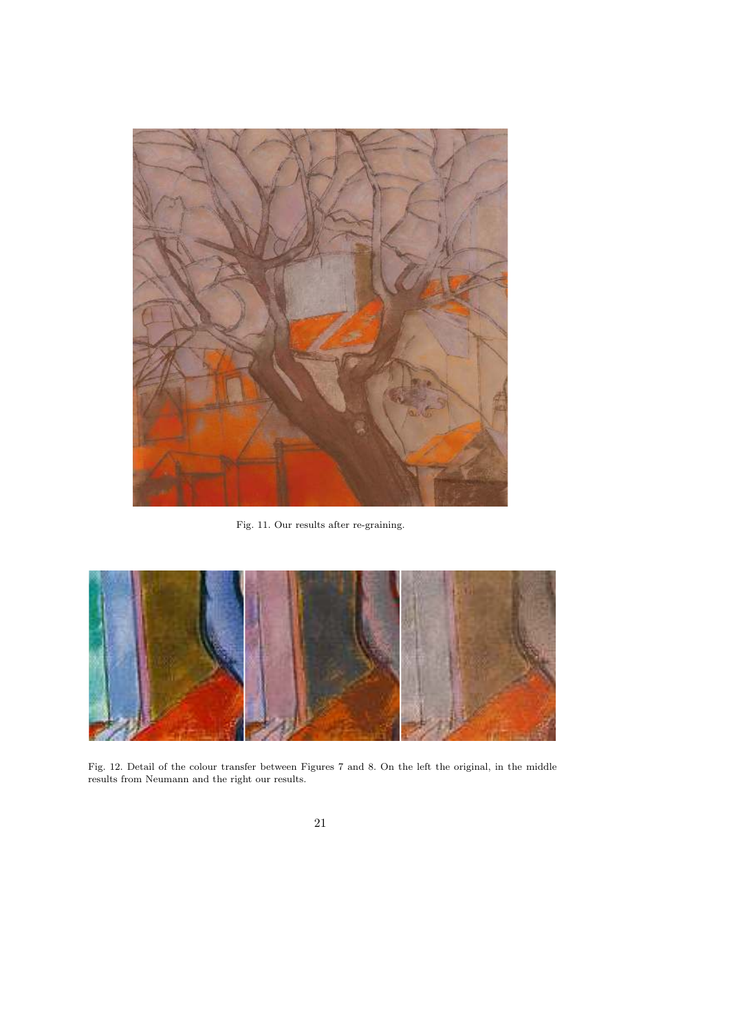Fig. 11. Our results after re-graining.

Fig. 12. Detail of the colour transfer between Figures 7 and 8. On the left the original, in the middle results from Neumann and the right our results.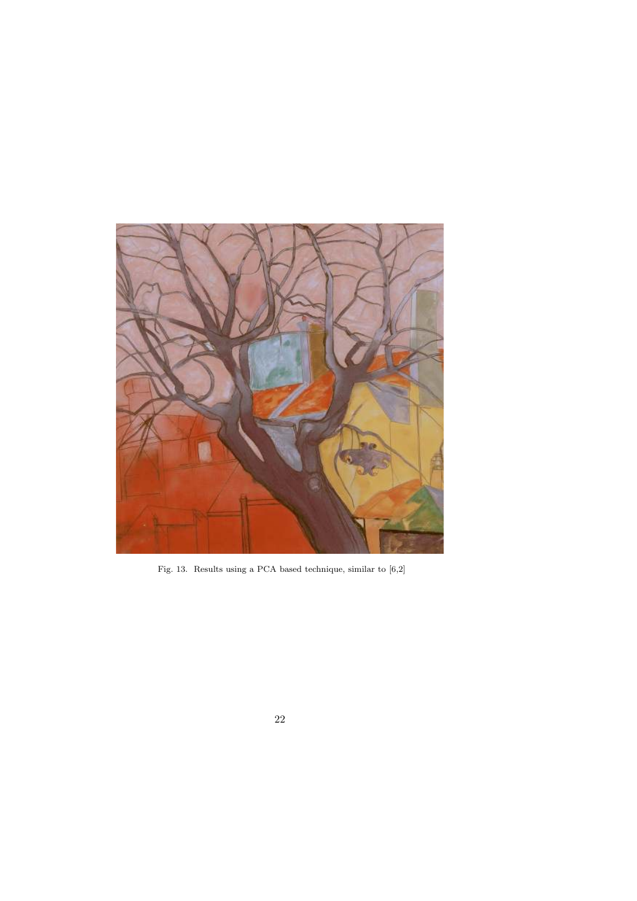Fig. 13. Results using a PCA based technique, similar to [6,2]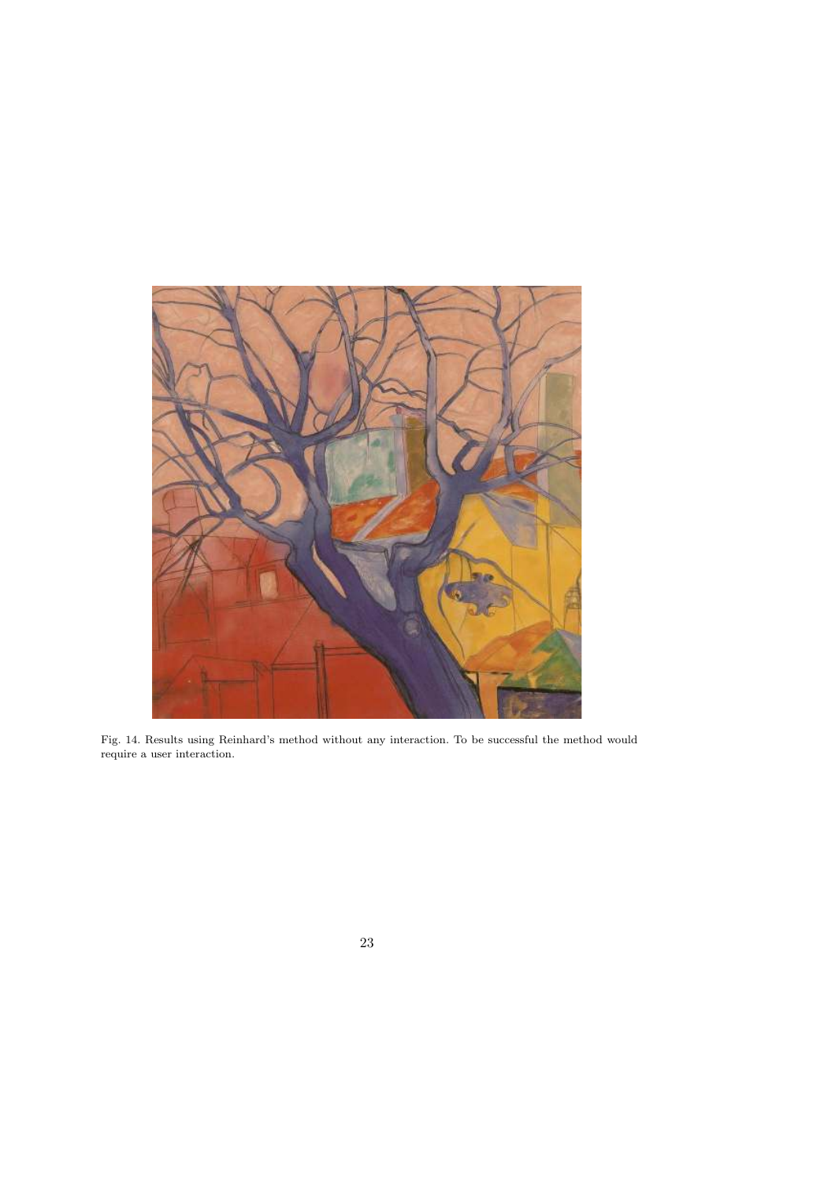Fig. 14. Results using Reinhard's method without any interaction. To be successful the method would require a user interaction.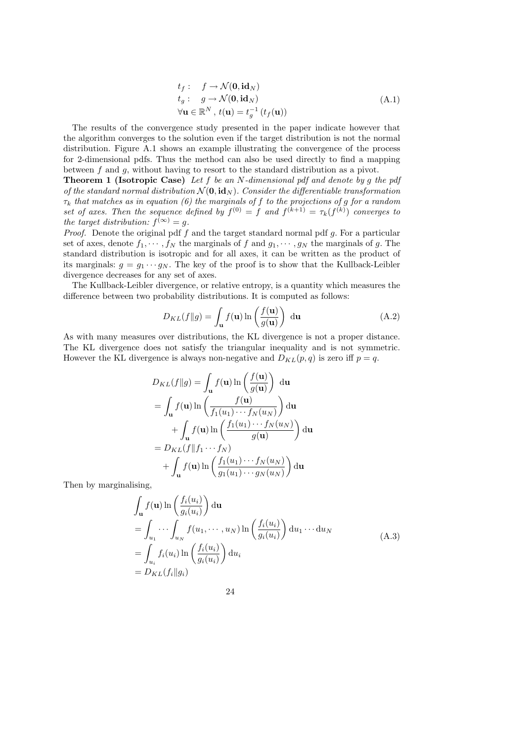$$
\begin{aligned}
&t_f : \quad f \rightarrow \mathcal{N}(\mathbf{0}, \mathbf{id}_N) \\
&t_g : \quad g \rightarrow \mathcal{N}(\mathbf{0}, \mathbf{id}_N) \\
&\forall \mathbf{u} \in \mathbb{R}^N , \, t(\mathbf{u}) = t_g^{-1} \left( t_f(\mathbf{u}) \right)
\end{aligned}
\tag{A.1}
$$

The results of the convergence study presented in the paper indicate however that the algorithm converges to the solution even if the target distribution is not the normal distribution. Figure A.1 shows an example illustrating the convergence of the process for 2-dimensional pdfs. Thus the method can also be used directly to find a mapping between $f$ and $g$, without having to resort to the standard distribution as a pivot.

**Theorem 1 (Isotropic Case)** *Let $f$ be an $N$-dimensional pdf and denote by $g$ the pdf of the standard normal distribution $\mathcal{N}(\mathbf{0}, \mathbf{id}_N)$. Consider the differentiable transformation $\tau_k$ that matches as in equation (6) the marginals of $f$ to the projections of $g$ for a random set of axes. Then the sequence defined by $f^{(0)} = f$ and $f^{(k+1)} = \tau_k(f^{(k)})$ converges to the target distribution: $f^{(\infty)} = g$.*

*Proof.* Denote the original pdf $f$ and the target standard normal pdf $g$. For a particular set of axes, denote $f_1, \cdots, f_N$ the marginals of $f$ and $g_1, \cdots, g_N$ the marginals of $g$. The standard distribution is isotropic and for all axes, it can be written as the product of its marginals: $g = g_1 \cdots g_N$. The key of the proof is to show that the Kullback-Leibler divergence decreases for any set of axes.

The Kullback-Leibler divergence, or relative entropy, is a quantity which measures the difference between two probability distributions. It is computed as follows:

$$
D_{KL}(f \| g) = \int_{\mathbf{u}} f(\mathbf{u}) \ln \left( \frac{f(\mathbf{u})}{g(\mathbf{u})} \right) \, \mathrm{d}\mathbf{u}
\tag{A.2}
$$

As with many measures over distributions, the KL divergence is not a proper distance. The KL divergence does not satisfy the triangular inequality and is not symmetric. However the KL divergence is always non-negative and $D_{KL}(p, q)$ is zero iff $p = q$.

$$
\begin{aligned}
D_{KL}(f \| g) &= \int_{\mathbf{u}} f(\mathbf{u}) \ln \left( \frac{f(\mathbf{u})}{g(\mathbf{u})} \right) \, \mathrm{d}\mathbf{u} \\
&= \int_{\mathbf{u}} f(\mathbf{u}) \ln \left( \frac{f(\mathbf{u})}{f_1(u_1) \cdots f_N(u_N)} \right) \mathrm{d}\mathbf{u} \\
&\quad + \int_{\mathbf{u}} f(\mathbf{u}) \ln \left( \frac{f_1(u_1) \cdots f_N(u_N)}{g(\mathbf{u})} \right) \mathrm{d}\mathbf{u} \\
&= D_{KL}(f \| f_1 \cdots f_N) \\
&\quad + \int_{\mathbf{u}} f(\mathbf{u}) \ln \left( \frac{f_1(u_1) \cdots f_N(u_N)}{g_1(u_1) \cdots g_N(u_N)} \right) \mathrm{d}\mathbf{u}
\end{aligned}
$$

Then by marginalising,

$$
\begin{aligned}
&\int_{\mathbf{u}} f(\mathbf{u}) \ln \left( \frac{f_i(u_i)}{g_i(u_i)} \right) \mathrm{d}\mathbf{u} \\
&= \int_{u_1} \cdots \int_{u_N} f(u_1, \cdots, u_N) \ln \left( \frac{f_i(u_i)}{g_i(u_i)} \right) \mathrm{d}u_1 \cdots \mathrm{d}u_N \\
&= \int_{u_i} f_i(u_i) \ln \left( \frac{f_i(u_i)}{g_i(u_i)} \right) \mathrm{d}u_i \\
&= D_{KL}(f_i \| g_i)
\end{aligned}
\tag{A.3}
$$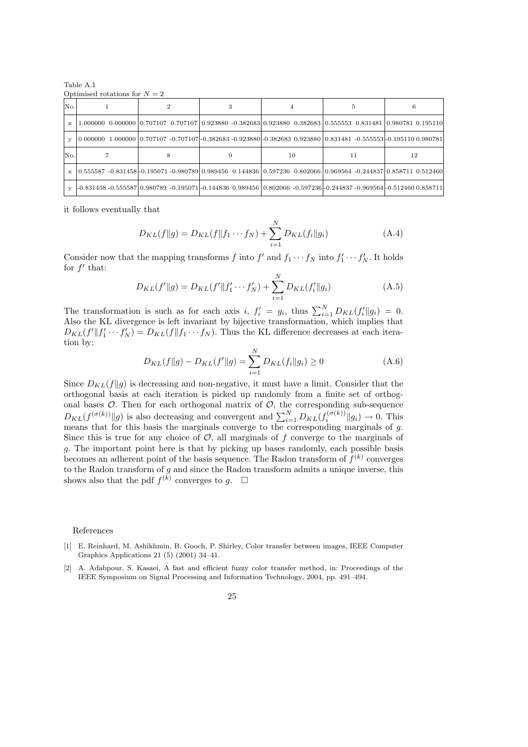Table A.1
Optimised rotations for $N = 2$

| No. | 1 | 2 | 3 | 4 | 5 | 6 |
|---|---|---|---|---|---|---|
| x | 1.000000 0.000000 | 0.707107 0.707107 | 0.923880 -0.382683 | 0.923880 0.382683 | 0.555553 0.831481 | 0.980781 0.195110 |
| y | 0.000000 1.000000 | 0.707107 -0.707107 | -0.382683 -0.923880 | -0.382683 0.923880 | 0.831481 -0.555553 | -0.195110 0.980781 |
| No. | 7 | 8 | 9 | 10 | 11 | 12 |
| x | 0.555587 -0.831458 | -0.195071 -0.980789 | 0.989456 0.144836 | 0.597236 0.802066 | 0.969564 -0.244837 | 0.858711 0.512460 |
| y | -0.831458 -0.555587 | 0.980789 -0.195071 | -0.144836 0.989456 | 0.802066 -0.597236 | -0.244837 -0.969564 | -0.512460 0.858711 |

it follows eventually that

$$D_{KL}(f\|g) = D_{KL}(f\|f_1 \cdots f_N) + \sum_{i=1}^{N} D_{KL}(f_i\|g_i) \tag{A.4}$$

Consider now that the mapping transforms $f$ into $f'$ and $f_1 \cdots f_N$ into $f'_1 \cdots f'_N$. It holds for $f'$ that:

$$D_{KL}(f'\|g) = D_{KL}(f'\|f'_1 \cdots f'_N) + \sum_{i=1}^{N} D_{KL}(f'_i\|g_i) \tag{A.5}$$

The transformation is such as for each axis $i$, $f'_i = g_i$, thus $\sum_{i=1}^{N} D_{KL}(f'_i\|g_i) = 0$. Also the KL divergence is left invariant by bijective transformation, which implies that $D_{KL}(f'\|f'_1 \cdots f'_N) = D_{KL}(f\|f_1 \cdots f_N)$. Thus the KL difference decreases at each iteration by:

$$D_{KL}(f\|g) - D_{KL}(f'\|g) = \sum_{i=1}^{N} D_{KL}(f_i\|g_i) \geq 0 \tag{A.6}$$

Since $D_{KL}(f\|g)$ is decreasing and non-negative, it must have a limit. Consider that the orthogonal basis at each iteration is picked up randomly from a finite set of orthogonal bases $\mathcal{O}$. Then for each orthogonal matrix of $\mathcal{O}$, the corresponding sub-sequence $D_{KL}(f^{(\sigma(k))}\|g)$ is also decreasing and convergent and $\sum_{i=1}^{N} D_{KL}(f_i^{(\sigma(k))}\|g_i) \rightarrow 0$. This means that for this basis the marginals converge to the corresponding marginals of $g$. Since this is true for any choice of $\mathcal{O}$, all marginals of $f$ converge to the marginals of $g$. The important point here is that by picking up bases randomly, each possible basis becomes an adherent point of the basis sequence. The Radon transform of $f^{(k)}$ converges to the Radon transform of $g$ and since the Radon transform admits a unique inverse, this shows also that the pdf $f^{(k)}$ converges to $g$. $\square$

## References

[1] E. Reinhard, M. Ashikhmin, B. Gooch, P. Shirley, Color transfer between images, IEEE Computer Graphics Applications 21 (5) (2001) 34–41.

[2] A. Adabpour, S. Kasaei, A fast and efficient fuzzy color transfer method, in: Proceedings of the IEEE Symposium on Signal Processing and Information Technology, 2004, pp. 491–494.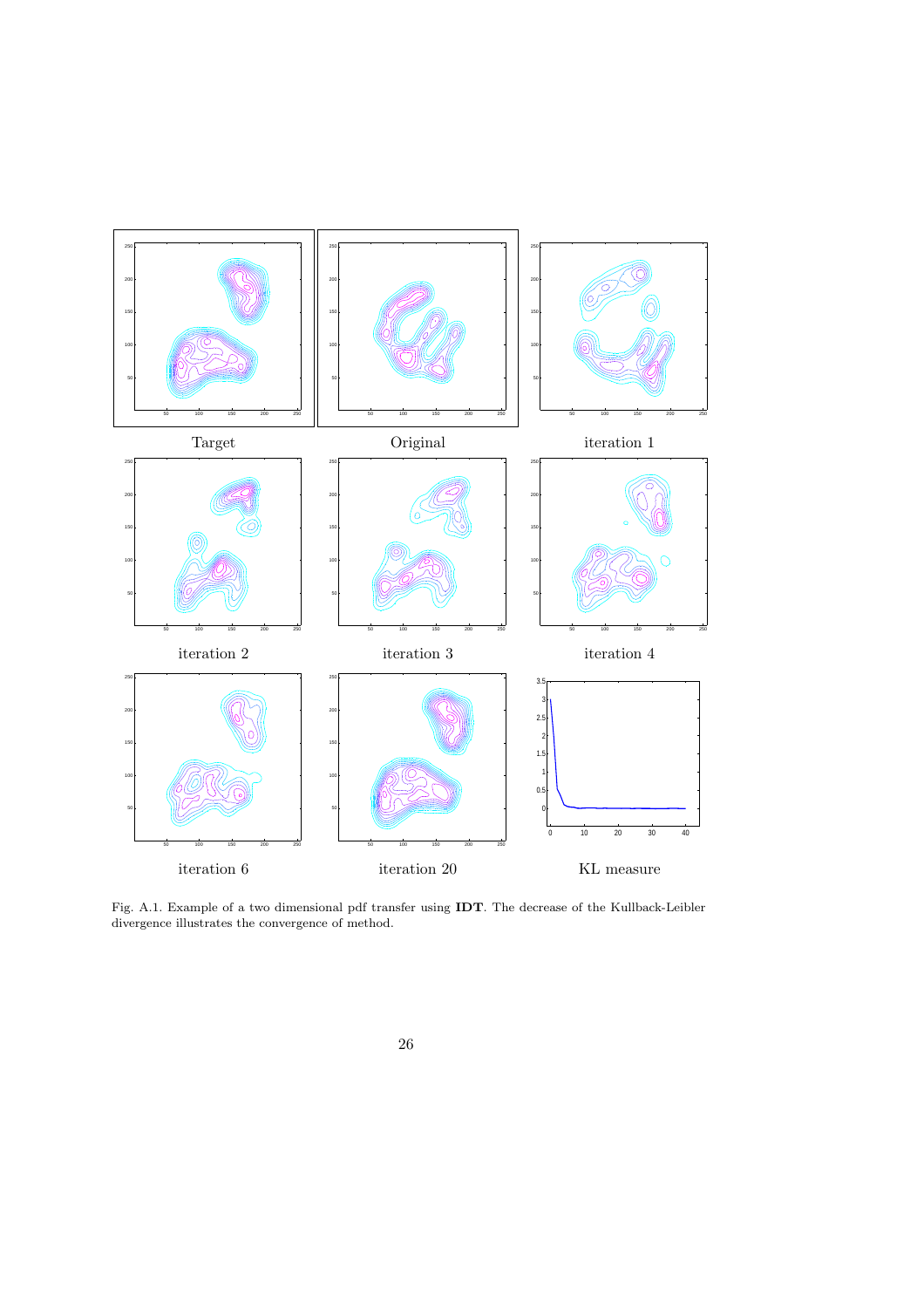Target Original iteration 1

iteration 2 iteration 3 iteration 4

iteration 6 iteration 20 KL measure

Fig. A.1. Example of a two dimensional pdf transfer using **IDT**. The decrease of the Kullback-Leibler divergence illustrates the convergence of method.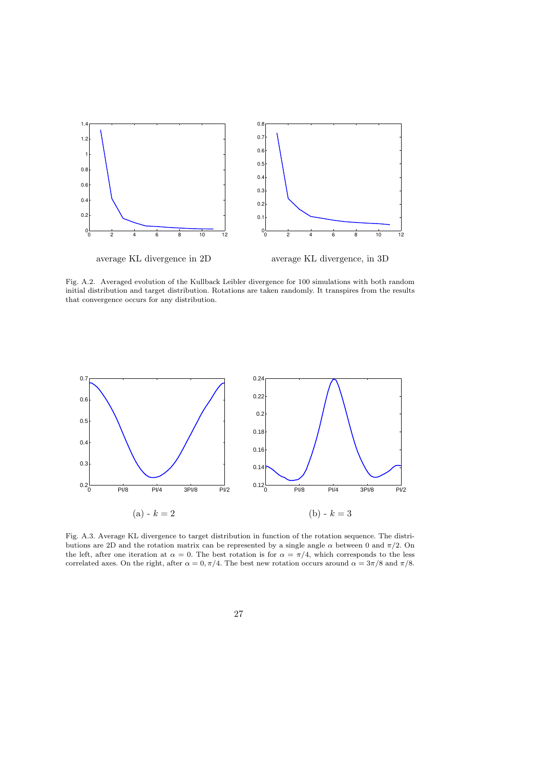average KL divergence in 2D

average KL divergence, in 3D

Fig. A.2. Averaged evolution of the Kullback Leibler divergence for 100 simulations with both random initial distribution and target distribution. Rotations are taken randomly. It transpires from the results that convergence occurs for any distribution.

(a) - $k = 2$

(b) - $k = 3$

Fig. A.3. Average KL divergence to target distribution in function of the rotation sequence. The distributions are 2D and the rotation matrix can be represented by a single angle $\alpha$ between 0 and $\pi/2$. On the left, after one iteration at $\alpha = 0$. The best rotation is for $\alpha = \pi/4$, which corresponds to the less correlated axes. On the right, after $\alpha = 0, \pi/4$. The best new rotation occurs around $\alpha = 3\pi/8$ and $\pi/8$.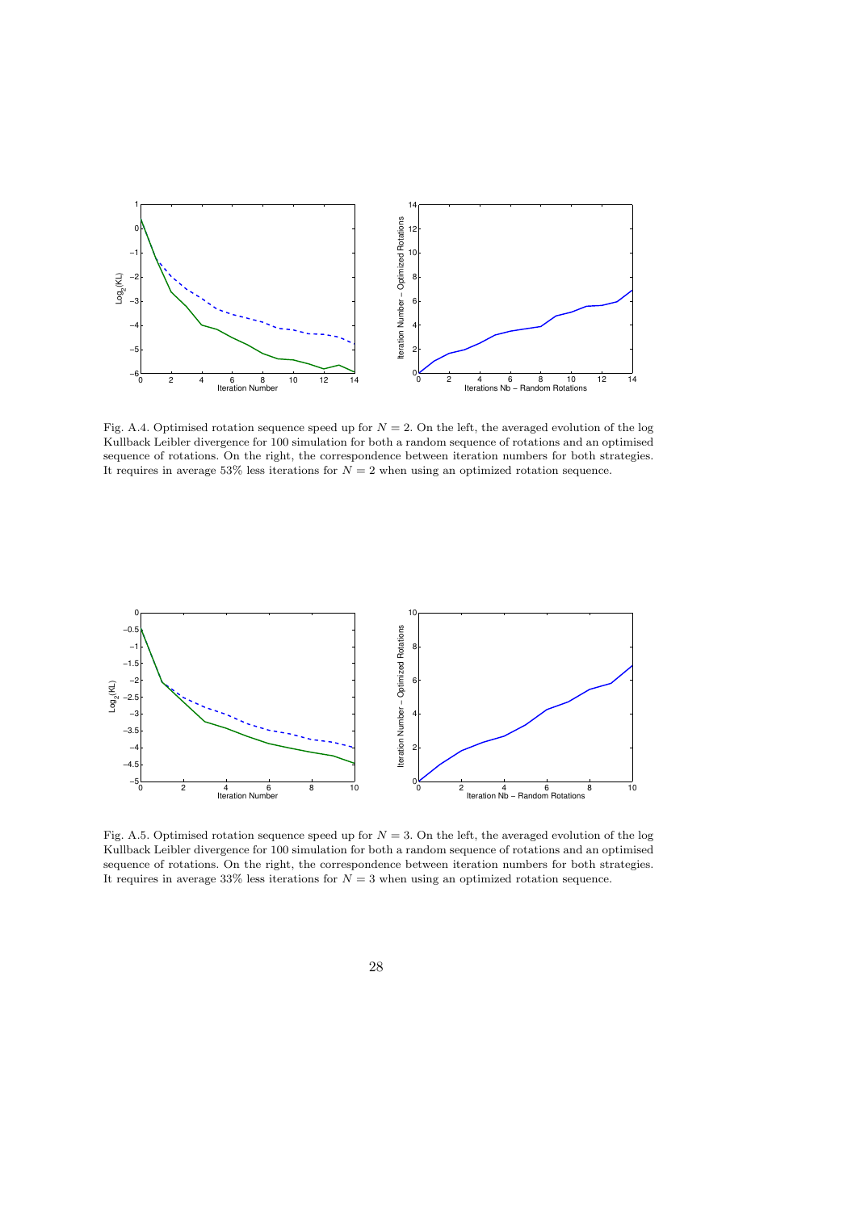Fig. A.4. Optimised rotation sequence speed up for $N = 2$. On the left, the averaged evolution of the log Kullback Leibler divergence for 100 simulation for both a random sequence of rotations and an optimised sequence of rotations. On the right, the correspondence between iteration numbers for both strategies. It requires in average 53% less iterations for $N = 2$ when using an optimized rotation sequence.

Fig. A.5. Optimised rotation sequence speed up for $N = 3$. On the left, the averaged evolution of the log Kullback Leibler divergence for 100 simulation for both a random sequence of rotations and an optimised sequence of rotations. On the right, the correspondence between iteration numbers for both strategies. It requires in average 33% less iterations for $N = 3$ when using an optimized rotation sequence.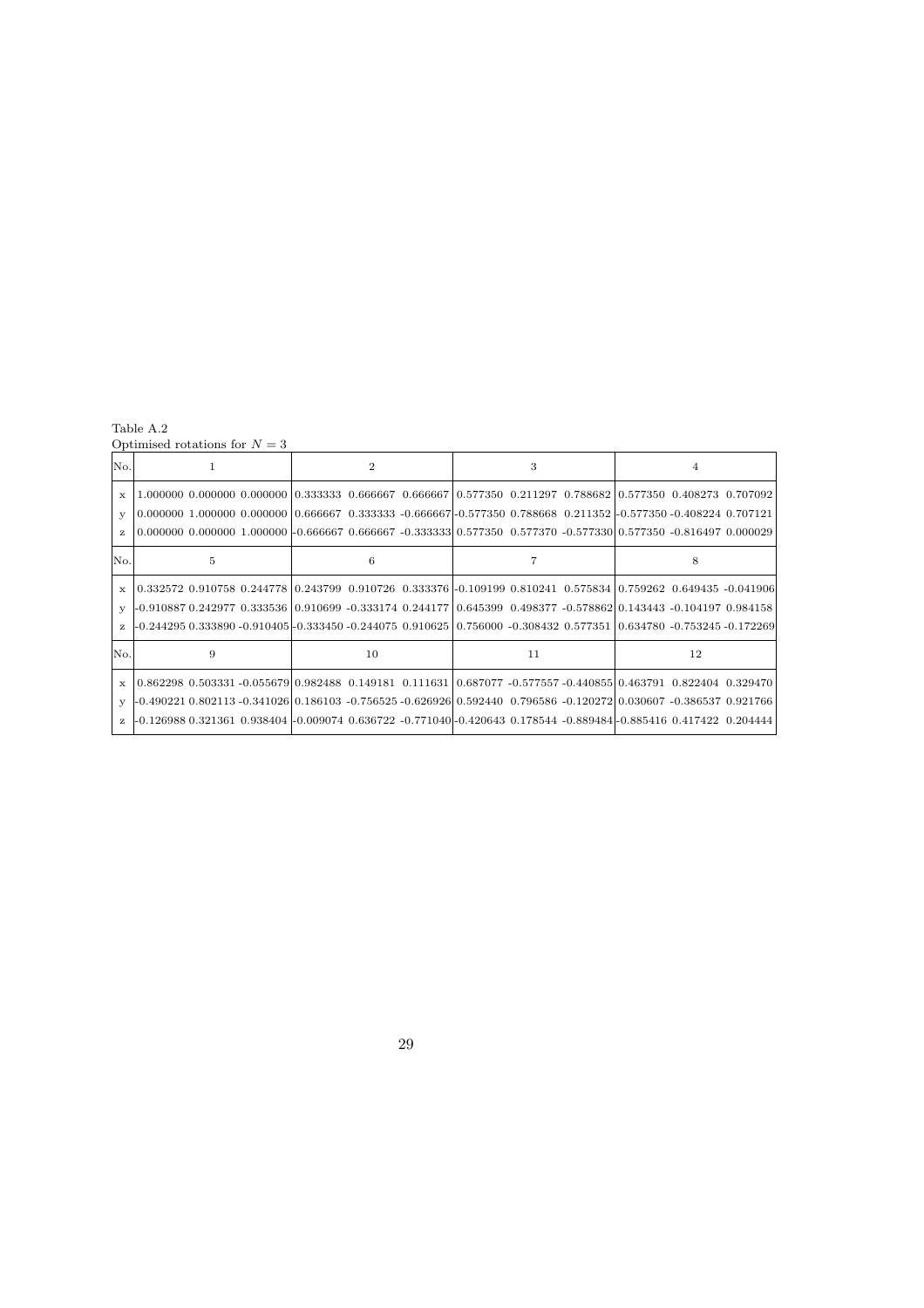Table A.2
Optimised rotations for $N = 3$

| No. | 1 | 2 | 3 | 4 |
|---|---|---|---|---|
| x | 1.000000 0.000000 0.000000 | 0.333333 0.666667 0.666667 | 0.577350 0.211297 0.788682 | 0.577350 0.408273 0.707092 |
| y | 0.000000 1.000000 0.000000 | 0.666667 0.333333 -0.666667 | -0.577350 0.788668 0.211352 | -0.577350 -0.408224 0.707121 |
| z | 0.000000 0.000000 1.000000 | -0.666667 0.666667 -0.333333 | 0.577350 0.577370 -0.577330 | 0.577350 -0.816497 0.000029 |
| **No.** | **5** | **6** | **7** | **8** |
| x | 0.332572 0.910758 0.244778 | 0.243799 0.910726 0.333376 | -0.109199 0.810241 0.575834 | 0.759262 0.649435 -0.041906 |
| y | -0.910887 0.242977 0.333536 | 0.910699 -0.333174 0.244177 | 0.645399 0.498377 -0.578862 | 0.143443 -0.104197 0.984158 |
| z | -0.244295 0.333890 -0.910405 | -0.333450 -0.244075 0.910625 | 0.756000 -0.308432 0.577351 | 0.634780 -0.753245 -0.172269 |
| **No.** | **9** | **10** | **11** | **12** |
| x | 0.862298 0.503331 -0.055679 | 0.982488 0.149181 0.111631 | 0.687077 -0.577557 -0.440855 | 0.463791 0.822404 0.329470 |
| y | -0.490221 0.802113 -0.341026 | 0.186103 -0.756525 -0.626926 | 0.592440 0.796586 -0.120272 | 0.030607 -0.386537 0.921766 |
| z | -0.126988 0.321361 0.938404 | -0.009074 0.636722 -0.771040 | -0.420643 0.178544 -0.889484 | -0.885416 0.417422 0.204444 |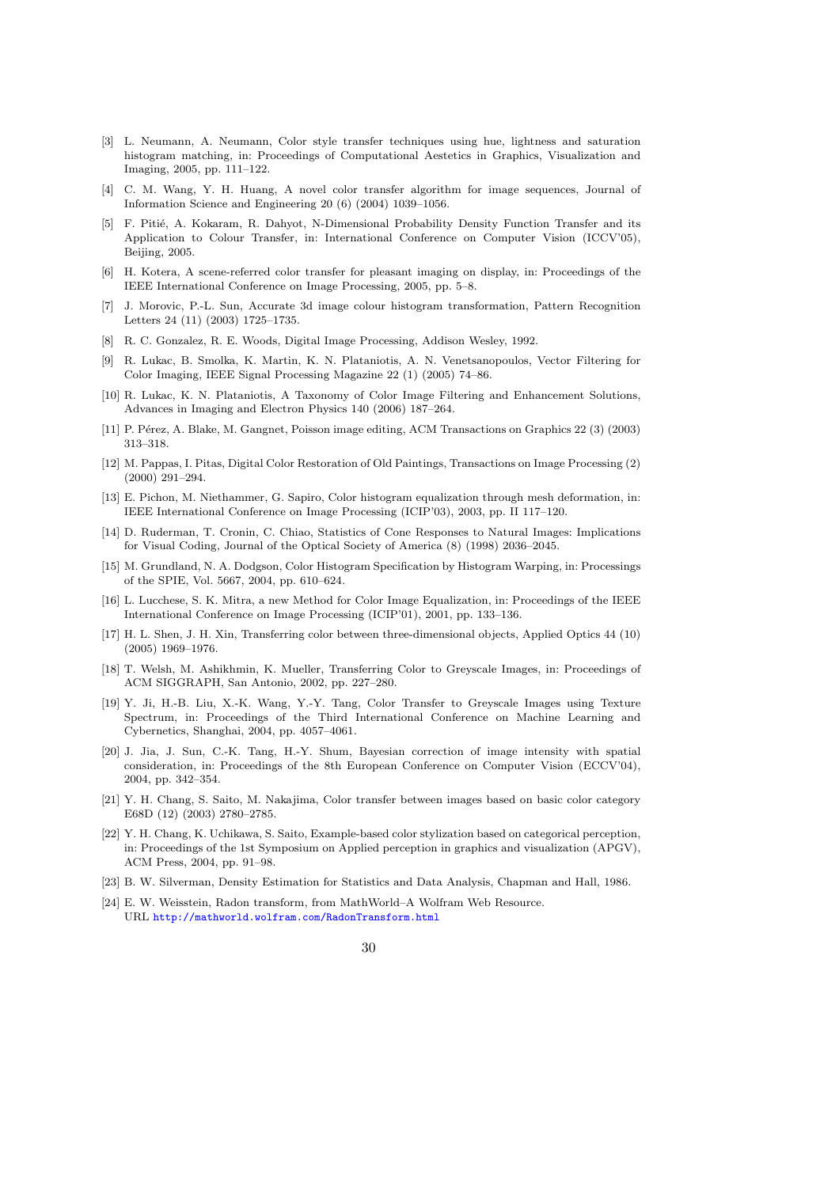[3] L. Neumann, A. Neumann, Color style transfer techniques using hue, lightness and saturation histogram matching, in: Proceedings of Computational Aestetics in Graphics, Visualization and Imaging, 2005, pp. 111–122.

[4] C. M. Wang, Y. H. Huang, A novel color transfer algorithm for image sequences, Journal of Information Science and Engineering 20 (6) (2004) 1039–1056.

[5] F. Pitié, A. Kokaram, R. Dahyot, N-Dimensional Probability Density Function Transfer and its Application to Colour Transfer, in: International Conference on Computer Vision (ICCV'05), Beijing, 2005.

[6] H. Kotera, A scene-referred color transfer for pleasant imaging on display, in: Proceedings of the IEEE International Conference on Image Processing, 2005, pp. 5–8.

[7] J. Morovic, P.-L. Sun, Accurate 3d image colour histogram transformation, Pattern Recognition Letters 24 (11) (2003) 1725–1735.

[8] R. C. Gonzalez, R. E. Woods, Digital Image Processing, Addison Wesley, 1992.

[9] R. Lukac, B. Smolka, K. Martin, K. N. Plataniotis, A. N. Venetsanopoulos, Vector Filtering for Color Imaging, IEEE Signal Processing Magazine 22 (1) (2005) 74–86.

[10] R. Lukac, K. N. Plataniotis, A Taxonomy of Color Image Filtering and Enhancement Solutions, Advances in Imaging and Electron Physics 140 (2006) 187–264.

[11] P. Pérez, A. Blake, M. Gangnet, Poisson image editing, ACM Transactions on Graphics 22 (3) (2003) 313–318.

[12] M. Pappas, I. Pitas, Digital Color Restoration of Old Paintings, Transactions on Image Processing (2) (2000) 291–294.

[13] E. Pichon, M. Niethammer, G. Sapiro, Color histogram equalization through mesh deformation, in: IEEE International Conference on Image Processing (ICIP'03), 2003, pp. II 117–120.

[14] D. Ruderman, T. Cronin, C. Chiao, Statistics of Cone Responses to Natural Images: Implications for Visual Coding, Journal of the Optical Society of America (8) (1998) 2036–2045.

[15] M. Grundland, N. A. Dodgson, Color Histogram Specification by Histogram Warping, in: Processings of the SPIE, Vol. 5667, 2004, pp. 610–624.

[16] L. Lucchese, S. K. Mitra, a new Method for Color Image Equalization, in: Proceedings of the IEEE International Conference on Image Processing (ICIP'01), 2001, pp. 133–136.

[17] H. L. Shen, J. H. Xin, Transferring color between three-dimensional objects, Applied Optics 44 (10) (2005) 1969–1976.

[18] T. Welsh, M. Ashikhmin, K. Mueller, Transferring Color to Greyscale Images, in: Proceedings of ACM SIGGRAPH, San Antonio, 2002, pp. 227–280.

[19] Y. Ji, H.-B. Liu, X.-K. Wang, Y.-Y. Tang, Color Transfer to Greyscale Images using Texture Spectrum, in: Proceedings of the Third International Conference on Machine Learning and Cybernetics, Shanghai, 2004, pp. 4057–4061.

[20] J. Jia, J. Sun, C.-K. Tang, H.-Y. Shum, Bayesian correction of image intensity with spatial consideration, in: Proceedings of the 8th European Conference on Computer Vision (ECCV'04), 2004, pp. 342–354.

[21] Y. H. Chang, S. Saito, M. Nakajima, Color transfer between images based on basic color category E68D (12) (2003) 2780–2785.

[22] Y. H. Chang, K. Uchikawa, S. Saito, Example-based color stylization based on categorical perception, in: Proceedings of the 1st Symposium on Applied perception in graphics and visualization (APGV), ACM Press, 2004, pp. 91–98.

[23] B. W. Silverman, Density Estimation for Statistics and Data Analysis, Chapman and Hall, 1986.

[24] E. W. Weisstein, Radon transform, from MathWorld–A Wolfram Web Resource.
URL http://mathworld.wolfram.com/RadonTransform.html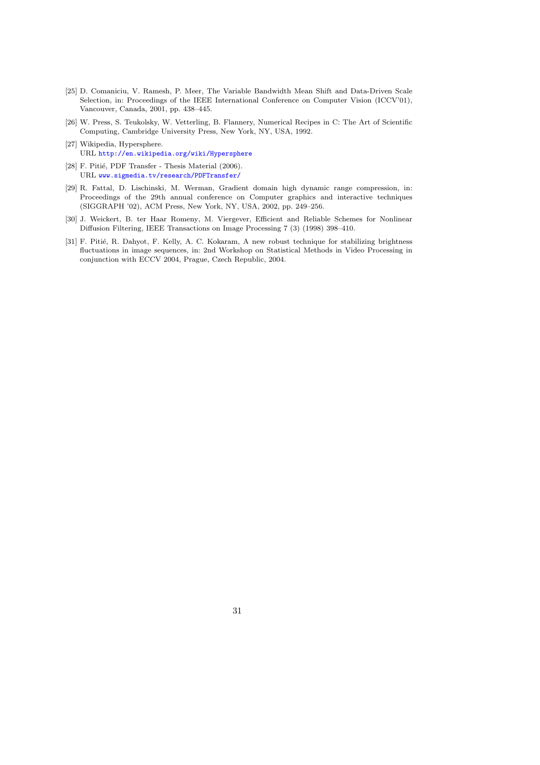[25] D. Comaniciu, V. Ramesh, P. Meer, The Variable Bandwidth Mean Shift and Data-Driven Scale Selection, in: Proceedings of the IEEE International Conference on Computer Vision (ICCV'01), Vancouver, Canada, 2001, pp. 438–445.

[26] W. Press, S. Teukolsky, W. Vetterling, B. Flannery, Numerical Recipes in C: The Art of Scientific Computing, Cambridge University Press, New York, NY, USA, 1992.

[27] Wikipedia, Hypersphere.
URL http://en.wikipedia.org/wiki/Hypersphere

[28] F. Pitié, PDF Transfer - Thesis Material (2006).
URL www.sigmedia.tv/research/PDFTransfer/

[29] R. Fattal, D. Lischinski, M. Werman, Gradient domain high dynamic range compression, in: Proceedings of the 29th annual conference on Computer graphics and interactive techniques (SIGGRAPH '02), ACM Press, New York, NY, USA, 2002, pp. 249–256.

[30] J. Weickert, B. ter Haar Romeny, M. Viergever, Efficient and Reliable Schemes for Nonlinear Diffusion Filtering, IEEE Transactions on Image Processing 7 (3) (1998) 398–410.

[31] F. Pitié, R. Dahyot, F. Kelly, A. C. Kokaram, A new robust technique for stabilizing brightness fluctuations in image sequences, in: 2nd Workshop on Statistical Methods in Video Processing in conjunction with ECCV 2004, Prague, Czech Republic, 2004.